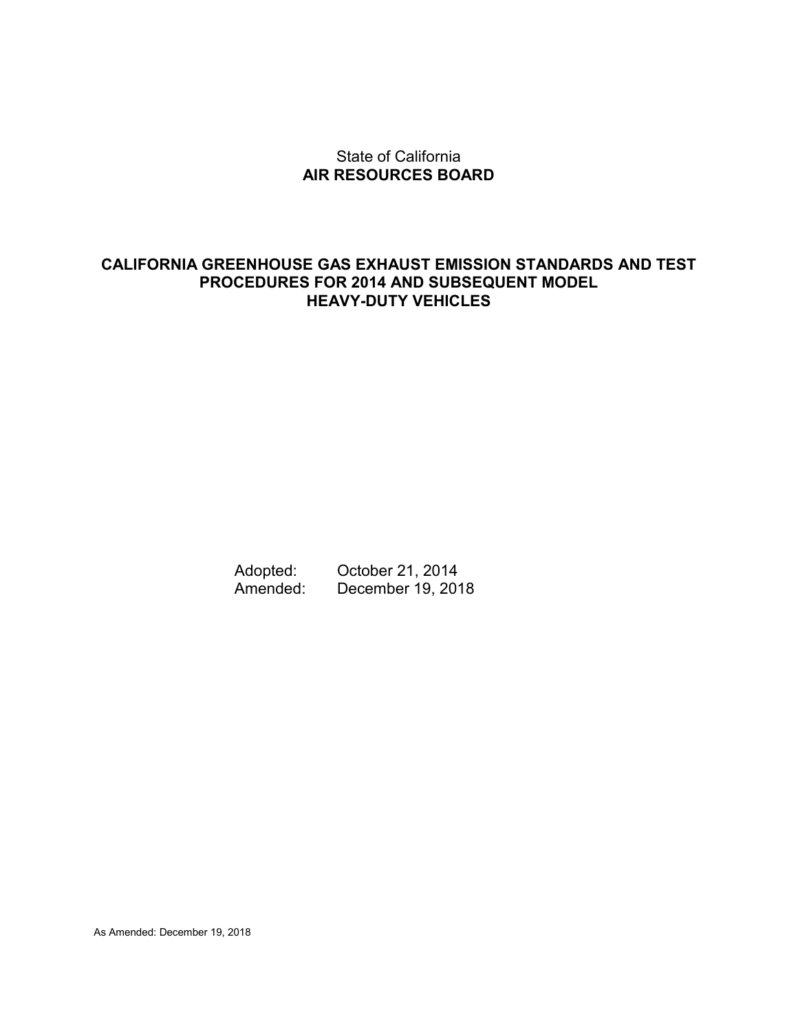State of California

**AIR RESOURCES BOARD**

# CALIFORNIA GREENHOUSE GAS EXHAUST EMISSION STANDARDS AND TEST PROCEDURES FOR 2014 AND SUBSEQUENT MODEL HEAVY-DUTY VEHICLES

Adopted: October 21, 2014

Amended: December 19, 2018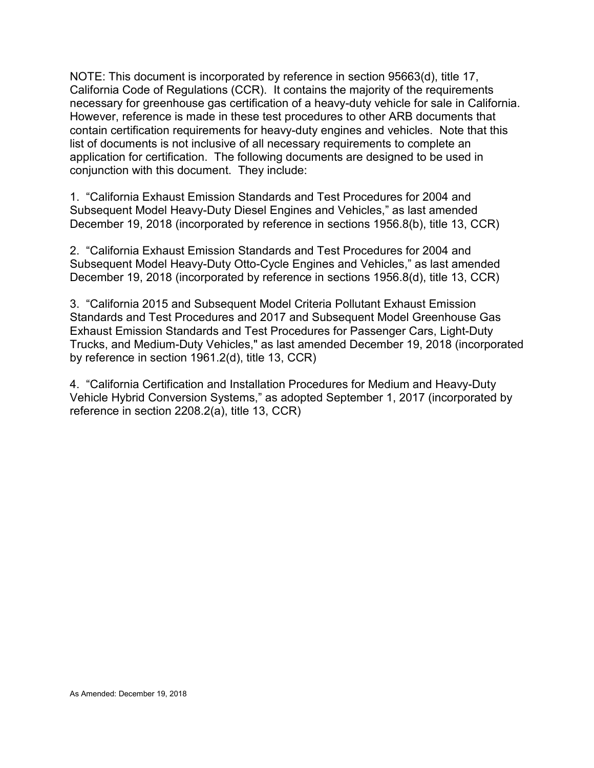NOTE: This document is incorporated by reference in section 95663(d), title 17, California Code of Regulations (CCR). It contains the majority of the requirements necessary for greenhouse gas certification of a heavy-duty vehicle for sale in California. However, reference is made in these test procedures to other ARB documents that contain certification requirements for heavy-duty engines and vehicles. Note that this list of documents is not inclusive of all necessary requirements to complete an application for certification. The following documents are designed to be used in conjunction with this document. They include:

1. "California Exhaust Emission Standards and Test Procedures for 2004 and Subsequent Model Heavy-Duty Diesel Engines and Vehicles," as last amended December 19, 2018 (incorporated by reference in sections 1956.8(b), title 13, CCR)

2. "California Exhaust Emission Standards and Test Procedures for 2004 and Subsequent Model Heavy-Duty Otto-Cycle Engines and Vehicles," as last amended December 19, 2018 (incorporated by reference in sections 1956.8(d), title 13, CCR)

3. "California 2015 and Subsequent Model Criteria Pollutant Exhaust Emission Standards and Test Procedures and 2017 and Subsequent Model Greenhouse Gas Exhaust Emission Standards and Test Procedures for Passenger Cars, Light-Duty Trucks, and Medium-Duty Vehicles," as last amended December 19, 2018 (incorporated by reference in section 1961.2(d), title 13, CCR)

4. "California Certification and Installation Procedures for Medium and Heavy-Duty Vehicle Hybrid Conversion Systems," as adopted September 1, 2017 (incorporated by reference in section 2208.2(a), title 13, CCR)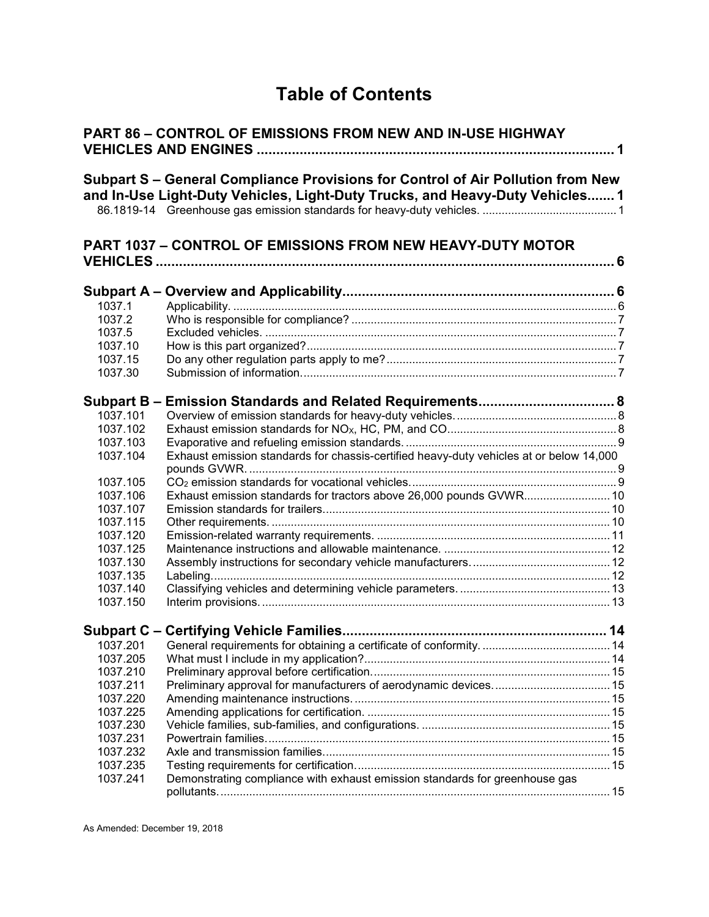# Table of Contents

## PART 86 – CONTROL OF EMISSIONS FROM NEW AND IN-USE HIGHWAY VEHICLES AND ENGINES ..... 1

### Subpart S – General Compliance Provisions for Control of Air Pollution from New and In-Use Light-Duty Vehicles, Light-Duty Trucks, and Heavy-Duty Vehicles ..... 1

| | | |
|---|---|---|
| 86.1819-14 | Greenhouse gas emission standards for heavy-duty vehicles. | 1 |

## PART 1037 – CONTROL OF EMISSIONS FROM NEW HEAVY-DUTY MOTOR VEHICLES ..... 6

### Subpart A – Overview and Applicability ..... 6

| | | |
|---|---|---|
| 1037.1 | Applicability. | 6 |
| 1037.2 | Who is responsible for compliance? | 7 |
| 1037.5 | Excluded vehicles. | 7 |
| 1037.10 | How is this part organized? | 7 |
| 1037.15 | Do any other regulation parts apply to me? | 7 |
| 1037.30 | Submission of information. | 7 |

### Subpart B – Emission Standards and Related Requirements ..... 8

| | | |
|---|---|---|
| 1037.101 | Overview of emission standards for heavy-duty vehicles. | 8 |
| 1037.102 | Exhaust emission standards for $NO_X$, HC, PM, and CO. | 8 |
| 1037.103 | Evaporative and refueling emission standards. | 9 |
| 1037.104 | Exhaust emission standards for chassis-certified heavy-duty vehicles at or below 14,000 pounds GVWR. | 9 |
| 1037.105 | $CO_2$ emission standards for vocational vehicles. | 9 |
| 1037.106 | Exhaust emission standards for tractors above 26,000 pounds GVWR. | 10 |
| 1037.107 | Emission standards for trailers. | 10 |
| 1037.115 | Other requirements. | 10 |
| 1037.120 | Emission-related warranty requirements. | 11 |
| 1037.125 | Maintenance instructions and allowable maintenance. | 12 |
| 1037.130 | Assembly instructions for secondary vehicle manufacturers. | 12 |
| 1037.135 | Labeling. | 12 |
| 1037.140 | Classifying vehicles and determining vehicle parameters. | 13 |
| 1037.150 | Interim provisions. | 13 |

### Subpart C – Certifying Vehicle Families ..... 14

| | | |
|---|---|---|
| 1037.201 | General requirements for obtaining a certificate of conformity. | 14 |
| 1037.205 | What must I include in my application? | 14 |
| 1037.210 | Preliminary approval before certification. | 15 |
| 1037.211 | Preliminary approval for manufacturers of aerodynamic devices. | 15 |
| 1037.220 | Amending maintenance instructions. | 15 |
| 1037.225 | Amending applications for certification. | 15 |
| 1037.230 | Vehicle families, sub-families, and configurations. | 15 |
| 1037.231 | Powertrain families. | 15 |
| 1037.232 | Axle and transmission families. | 15 |
| 1037.235 | Testing requirements for certification. | 15 |
| 1037.241 | Demonstrating compliance with exhaust emission standards for greenhouse gas pollutants. | 15 |

As Amended: December 19, 2018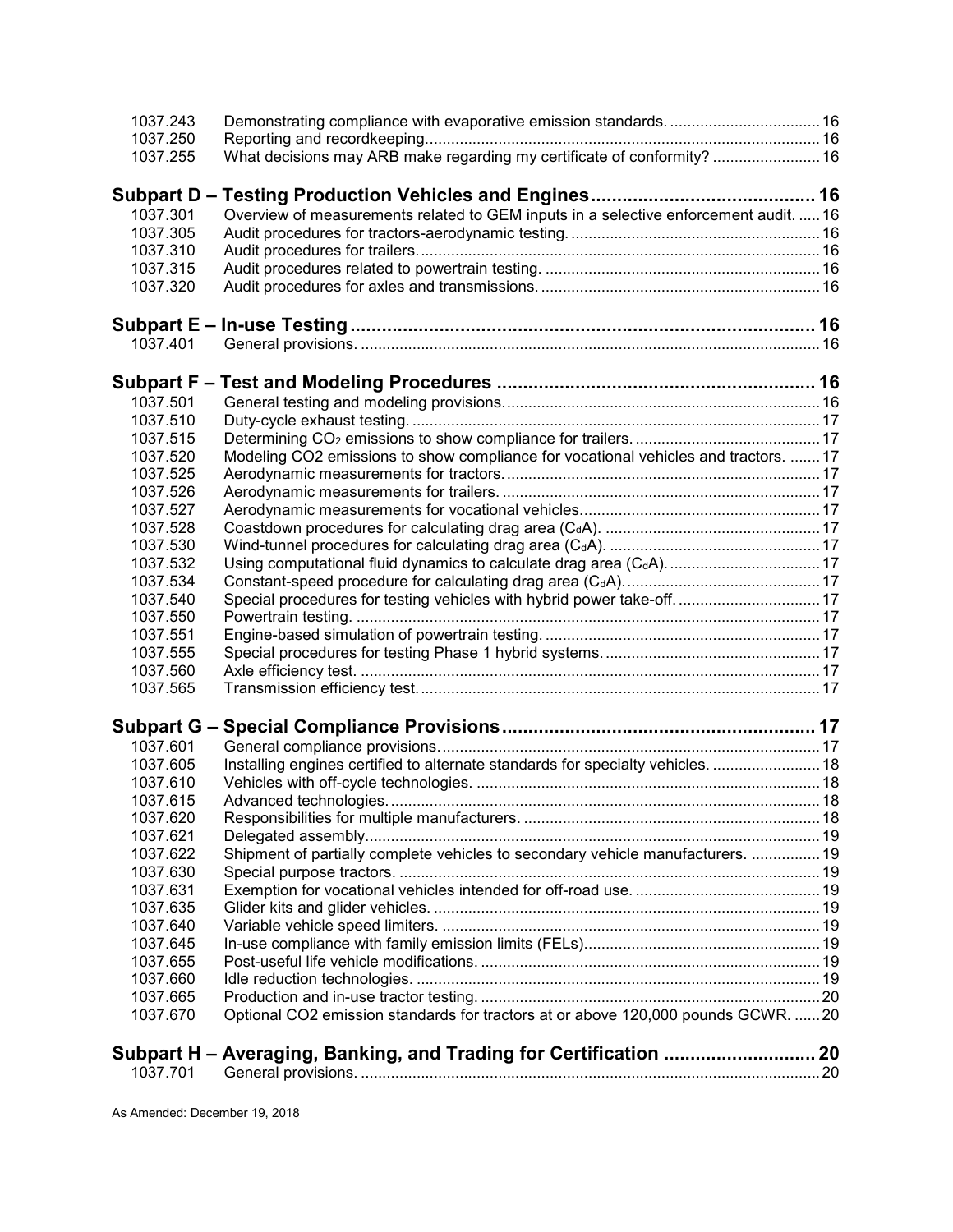| | | |
|---|---|---|
| 1037.243 | Demonstrating compliance with evaporative emission standards. | 16 |
| 1037.250 | Reporting and recordkeeping. | 16 |
| 1037.255 | What decisions may ARB make regarding my certificate of conformity? | 16 |

**Subpart D – Testing Production Vehicles and Engines .......... 16**

| | | |
|---|---|---|
| 1037.301 | Overview of measurements related to GEM inputs in a selective enforcement audit. | 16 |
| 1037.305 | Audit procedures for tractors-aerodynamic testing. | 16 |
| 1037.310 | Audit procedures for trailers. | 16 |
| 1037.315 | Audit procedures related to powertrain testing. | 16 |
| 1037.320 | Audit procedures for axles and transmissions. | 16 |

**Subpart E – In-use Testing .......... 16**

| | | |
|---|---|---|
| 1037.401 | General provisions. | 16 |

**Subpart F – Test and Modeling Procedures .......... 16**

| | | |
|---|---|---|
| 1037.501 | General testing and modeling provisions. | 16 |
| 1037.510 | Duty-cycle exhaust testing. | 17 |
| 1037.515 | Determining $CO_2$ emissions to show compliance for trailers. | 17 |
| 1037.520 | Modeling CO2 emissions to show compliance for vocational vehicles and tractors. | 17 |
| 1037.525 | Aerodynamic measurements for tractors. | 17 |
| 1037.526 | Aerodynamic measurements for trailers. | 17 |
| 1037.527 | Aerodynamic measurements for vocational vehicles. | 17 |
| 1037.528 | Coastdown procedures for calculating drag area ($C_dA$). | 17 |
| 1037.530 | Wind-tunnel procedures for calculating drag area ($C_dA$). | 17 |
| 1037.532 | Using computational fluid dynamics to calculate drag area ($C_dA$). | 17 |
| 1037.534 | Constant-speed procedure for calculating drag area ($C_dA$). | 17 |
| 1037.540 | Special procedures for testing vehicles with hybrid power take-off. | 17 |
| 1037.550 | Powertrain testing. | 17 |
| 1037.551 | Engine-based simulation of powertrain testing. | 17 |
| 1037.555 | Special procedures for testing Phase 1 hybrid systems. | 17 |
| 1037.560 | Axle efficiency test. | 17 |
| 1037.565 | Transmission efficiency test. | 17 |

**Subpart G – Special Compliance Provisions .......... 17**

| | | |
|---|---|---|
| 1037.601 | General compliance provisions. | 17 |
| 1037.605 | Installing engines certified to alternate standards for specialty vehicles. | 18 |
| 1037.610 | Vehicles with off-cycle technologies. | 18 |
| 1037.615 | Advanced technologies. | 18 |
| 1037.620 | Responsibilities for multiple manufacturers. | 18 |
| 1037.621 | Delegated assembly. | 19 |
| 1037.622 | Shipment of partially complete vehicles to secondary vehicle manufacturers. | 19 |
| 1037.630 | Special purpose tractors. | 19 |
| 1037.631 | Exemption for vocational vehicles intended for off-road use. | 19 |
| 1037.635 | Glider kits and glider vehicles. | 19 |
| 1037.640 | Variable vehicle speed limiters. | 19 |
| 1037.645 | In-use compliance with family emission limits (FELs). | 19 |
| 1037.655 | Post-useful life vehicle modifications. | 19 |
| 1037.660 | Idle reduction technologies. | 19 |
| 1037.665 | Production and in-use tractor testing. | 20 |
| 1037.670 | Optional CO2 emission standards for tractors at or above 120,000 pounds GCWR. | 20 |

**Subpart H – Averaging, Banking, and Trading for Certification .......... 20**

| | | |
|---|---|---|
| 1037.701 | General provisions. | 20 |

As Amended: December 19, 2018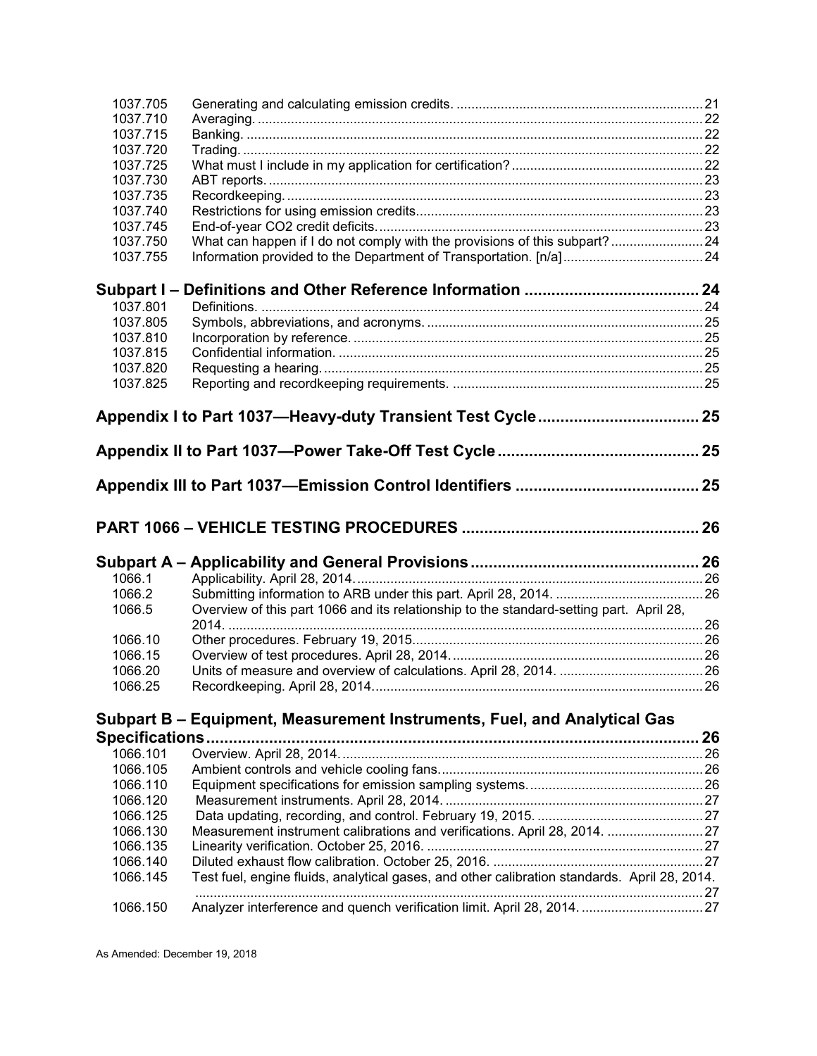| | | |
|---|---|---|
| 1037.705 | Generating and calculating emission credits. | 21 |
| 1037.710 | Averaging. | 22 |
| 1037.715 | Banking. | 22 |
| 1037.720 | Trading. | 22 |
| 1037.725 | What must I include in my application for certification? | 22 |
| 1037.730 | ABT reports. | 23 |
| 1037.735 | Recordkeeping. | 23 |
| 1037.740 | Restrictions for using emission credits. | 23 |
| 1037.745 | End-of-year CO2 credit deficits. | 23 |
| 1037.750 | What can happen if I do not comply with the provisions of this subpart? | 24 |
| 1037.755 | Information provided to the Department of Transportation. [n/a] | 24 |

## Subpart I – Definitions and Other Reference Information ...... 24

| | | |
|---|---|---|
| 1037.801 | Definitions. | 24 |
| 1037.805 | Symbols, abbreviations, and acronyms. | 25 |
| 1037.810 | Incorporation by reference. | 25 |
| 1037.815 | Confidential information. | 25 |
| 1037.820 | Requesting a hearing. | 25 |
| 1037.825 | Reporting and recordkeeping requirements. | 25 |

## Appendix I to Part 1037—Heavy-duty Transient Test Cycle ...... 25

## Appendix II to Part 1037—Power Take-Off Test Cycle ...... 25

## Appendix III to Part 1037—Emission Control Identifiers ...... 25

# PART 1066 – VEHICLE TESTING PROCEDURES ...... 26

## Subpart A – Applicability and General Provisions ...... 26

| | | |
|---|---|---|
| 1066.1 | Applicability. April 28, 2014. | 26 |
| 1066.2 | Submitting information to ARB under this part. April 28, 2014. | 26 |
| 1066.5 | Overview of this part 1066 and its relationship to the standard-setting part. April 28, 2014. | 26 |
| 1066.10 | Other procedures. February 19, 2015. | 26 |
| 1066.15 | Overview of test procedures. April 28, 2014. | 26 |
| 1066.20 | Units of measure and overview of calculations. April 28, 2014. | 26 |
| 1066.25 | Recordkeeping. April 28, 2014. | 26 |

## Subpart B – Equipment, Measurement Instruments, Fuel, and Analytical Gas Specifications ...... 26

| | | |
|---|---|---|
| 1066.101 | Overview. April 28, 2014. | 26 |
| 1066.105 | Ambient controls and vehicle cooling fans. | 26 |
| 1066.110 | Equipment specifications for emission sampling systems. | 26 |
| 1066.120 | Measurement instruments. April 28, 2014. | 27 |
| 1066.125 | Data updating, recording, and control. February 19, 2015. | 27 |
| 1066.130 | Measurement instrument calibrations and verifications. April 28, 2014. | 27 |
| 1066.135 | Linearity verification. October 25, 2016. | 27 |
| 1066.140 | Diluted exhaust flow calibration. October 25, 2016. | 27 |
| 1066.145 | Test fuel, engine fluids, analytical gases, and other calibration standards. April 28, 2014. | 27 |
| 1066.150 | Analyzer interference and quench verification limit. April 28, 2014. | 27 |

As Amended: December 19, 2018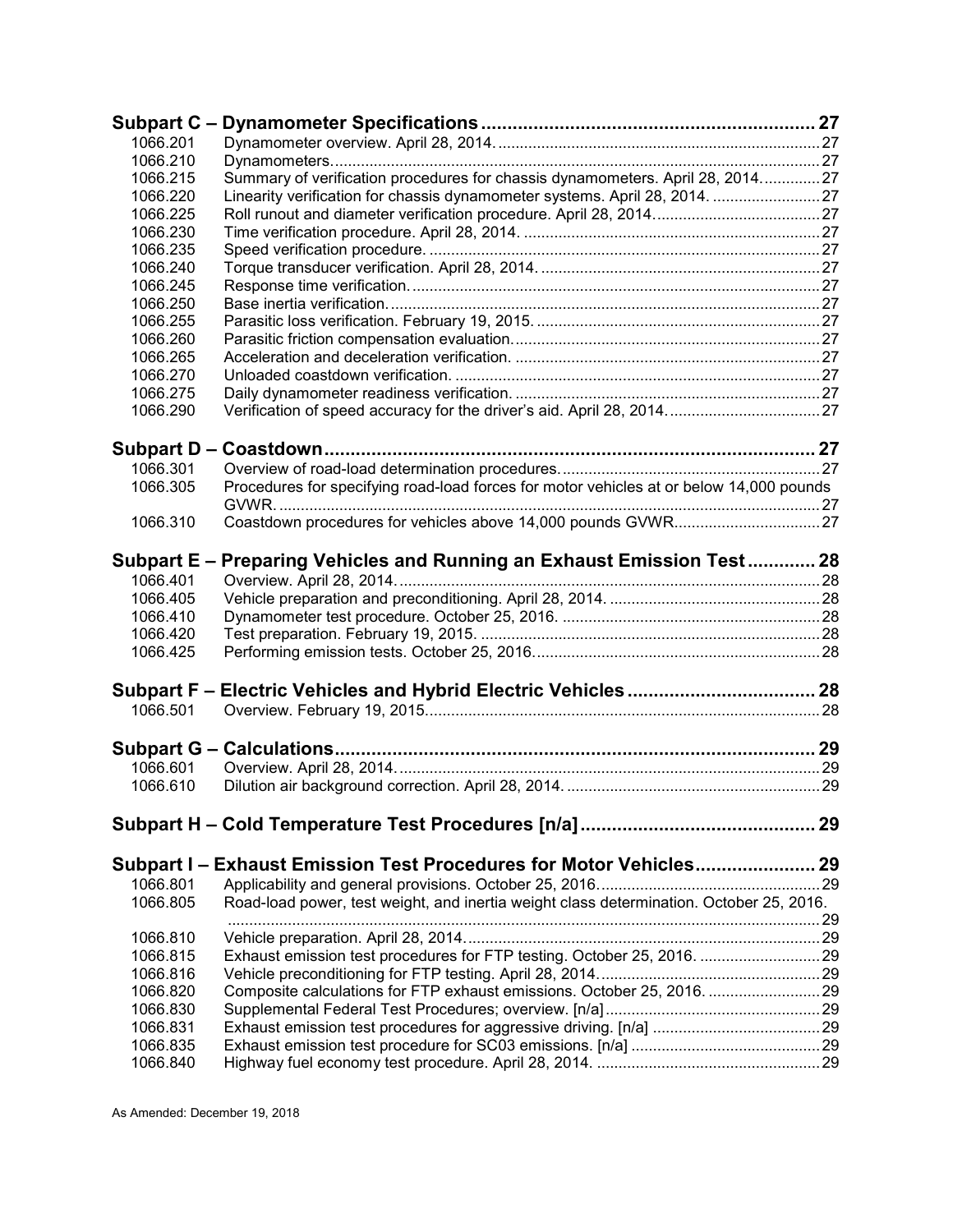**Subpart C – Dynamometer Specifications ................................................................. 27**

| | | |
|---|---|---|
| 1066.201 | Dynamometer overview. April 28, 2014. | 27 |
| 1066.210 | Dynamometers. | 27 |
| 1066.215 | Summary of verification procedures for chassis dynamometers. April 28, 2014. | 27 |
| 1066.220 | Linearity verification for chassis dynamometer systems. April 28, 2014. | 27 |
| 1066.225 | Roll runout and diameter verification procedure. April 28, 2014. | 27 |
| 1066.230 | Time verification procedure. April 28, 2014. | 27 |
| 1066.235 | Speed verification procedure. | 27 |
| 1066.240 | Torque transducer verification. April 28, 2014. | 27 |
| 1066.245 | Response time verification. | 27 |
| 1066.250 | Base inertia verification. | 27 |
| 1066.255 | Parasitic loss verification. February 19, 2015. | 27 |
| 1066.260 | Parasitic friction compensation evaluation. | 27 |
| 1066.265 | Acceleration and deceleration verification. | 27 |
| 1066.270 | Unloaded coastdown verification. | 27 |
| 1066.275 | Daily dynamometer readiness verification. | 27 |
| 1066.290 | Verification of speed accuracy for the driver's aid. April 28, 2014. | 27 |

**Subpart D – Coastdown ................................................................. 27**

| | | |
|---|---|---|
| 1066.301 | Overview of road-load determination procedures. | 27 |
| 1066.305 | Procedures for specifying road-load forces for motor vehicles at or below 14,000 pounds GVWR. | 27 |
| 1066.310 | Coastdown procedures for vehicles above 14,000 pounds GVWR. | 27 |

**Subpart E – Preparing Vehicles and Running an Exhaust Emission Test ............ 28**

| | | |
|---|---|---|
| 1066.401 | Overview. April 28, 2014. | 28 |
| 1066.405 | Vehicle preparation and preconditioning. April 28, 2014. | 28 |
| 1066.410 | Dynamometer test procedure. October 25, 2016. | 28 |
| 1066.420 | Test preparation. February 19, 2015. | 28 |
| 1066.425 | Performing emission tests. October 25, 2016. | 28 |

**Subpart F – Electric Vehicles and Hybrid Electric Vehicles ................................ 28**

| | | |
|---|---|---|
| 1066.501 | Overview. February 19, 2015. | 28 |

**Subpart G – Calculations ................................................................. 29**

| | | |
|---|---|---|
| 1066.601 | Overview. April 28, 2014. | 29 |
| 1066.610 | Dilution air background correction. April 28, 2014. | 29 |

**Subpart H – Cold Temperature Test Procedures [n/a] ........................................ 29**

**Subpart I – Exhaust Emission Test Procedures for Motor Vehicles...................... 29**

| | | |
|---|---|---|
| 1066.801 | Applicability and general provisions. October 25, 2016. | 29 |
| 1066.805 | Road-load power, test weight, and inertia weight class determination. October 25, 2016. | 29 |
| 1066.810 | Vehicle preparation. April 28, 2014. | 29 |
| 1066.815 | Exhaust emission test procedures for FTP testing. October 25, 2016. | 29 |
| 1066.816 | Vehicle preconditioning for FTP testing. April 28, 2014. | 29 |
| 1066.820 | Composite calculations for FTP exhaust emissions. October 25, 2016. | 29 |
| 1066.830 | Supplemental Federal Test Procedures; overview. [n/a] | 29 |
| 1066.831 | Exhaust emission test procedures for aggressive driving. [n/a] | 29 |
| 1066.835 | Exhaust emission test procedure for SC03 emissions. [n/a] | 29 |
| 1066.840 | Highway fuel economy test procedure. April 28, 2014. | 29 |

As Amended: December 19, 2018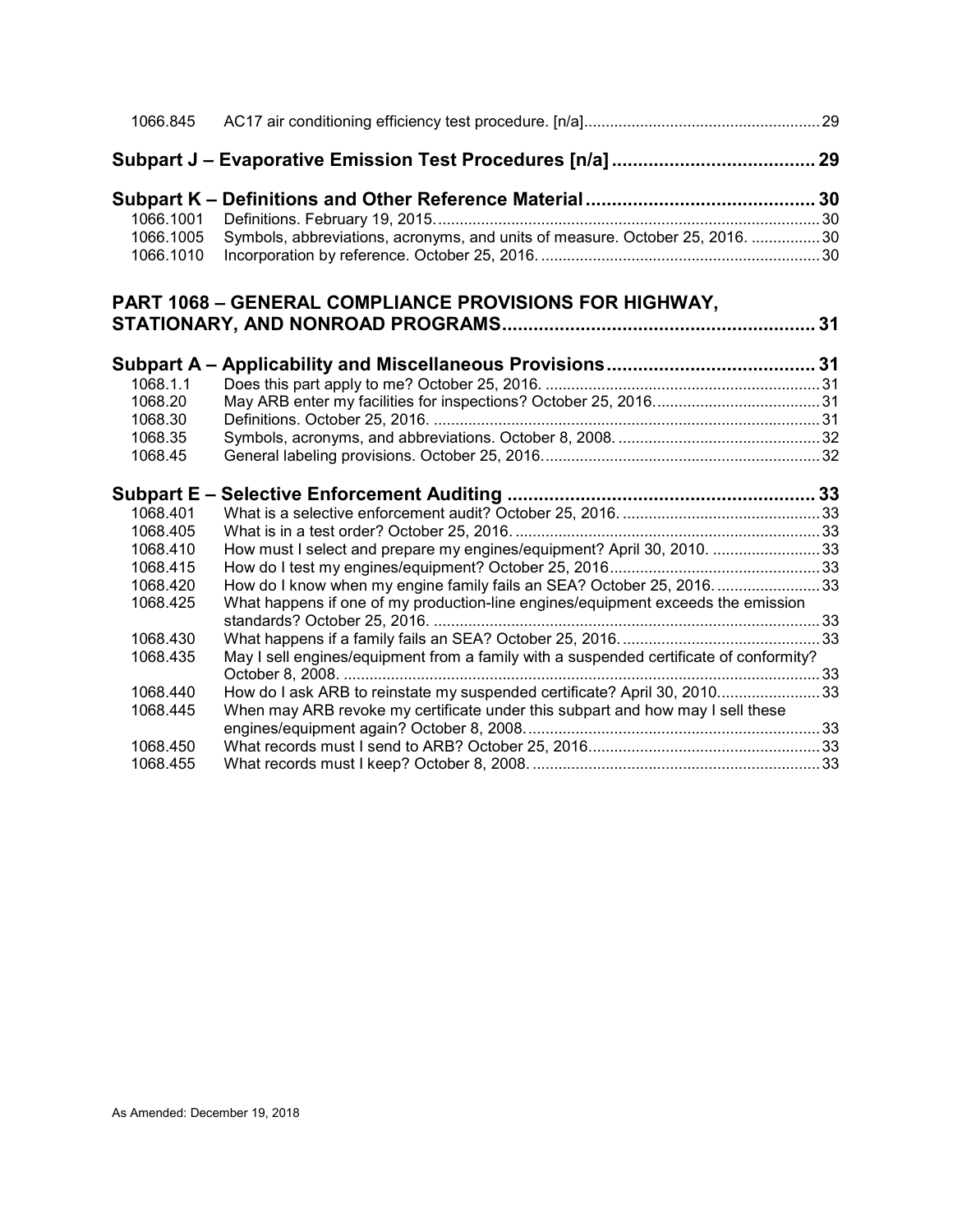| | | |
|---|---|---|
| 1066.845 | AC17 air conditioning efficiency test procedure. [n/a] | 29 |

## Subpart J – Evaporative Emission Test Procedures [n/a] ... 29

## Subpart K – Definitions and Other Reference Material ... 30

| | | |
|---|---|---|
| 1066.1001 | Definitions. February 19, 2015. | 30 |
| 1066.1005 | Symbols, abbreviations, acronyms, and units of measure. October 25, 2016. | 30 |
| 1066.1010 | Incorporation by reference. October 25, 2016. | 30 |

# PART 1068 – GENERAL COMPLIANCE PROVISIONS FOR HIGHWAY, STATIONARY, AND NONROAD PROGRAMS ... 31

## Subpart A – Applicability and Miscellaneous Provisions ... 31

| | | |
|---|---|---|
| 1068.1.1 | Does this part apply to me? October 25, 2016. | 31 |
| 1068.20 | May ARB enter my facilities for inspections? October 25, 2016. | 31 |
| 1068.30 | Definitions. October 25, 2016. | 31 |
| 1068.35 | Symbols, acronyms, and abbreviations. October 8, 2008. | 32 |
| 1068.45 | General labeling provisions. October 25, 2016. | 32 |

## Subpart E – Selective Enforcement Auditing ... 33

| | | |
|---|---|---|
| 1068.401 | What is a selective enforcement audit? October 25, 2016. | 33 |
| 1068.405 | What is in a test order? October 25, 2016. | 33 |
| 1068.410 | How must I select and prepare my engines/equipment? April 30, 2010. | 33 |
| 1068.415 | How do I test my engines/equipment? October 25, 2016 | 33 |
| 1068.420 | How do I know when my engine family fails an SEA? October 25, 2016. | 33 |
| 1068.425 | What happens if one of my production-line engines/equipment exceeds the emission standards? October 25, 2016. | 33 |
| 1068.430 | What happens if a family fails an SEA? October 25, 2016. | 33 |
| 1068.435 | May I sell engines/equipment from a family with a suspended certificate of conformity? October 8, 2008. | 33 |
| 1068.440 | How do I ask ARB to reinstate my suspended certificate? April 30, 2010. | 33 |
| 1068.445 | When may ARB revoke my certificate under this subpart and how may I sell these engines/equipment again? October 8, 2008. | 33 |
| 1068.450 | What records must I send to ARB? October 25, 2016. | 33 |
| 1068.455 | What records must I keep? October 8, 2008. | 33 |

As Amended: December 19, 2018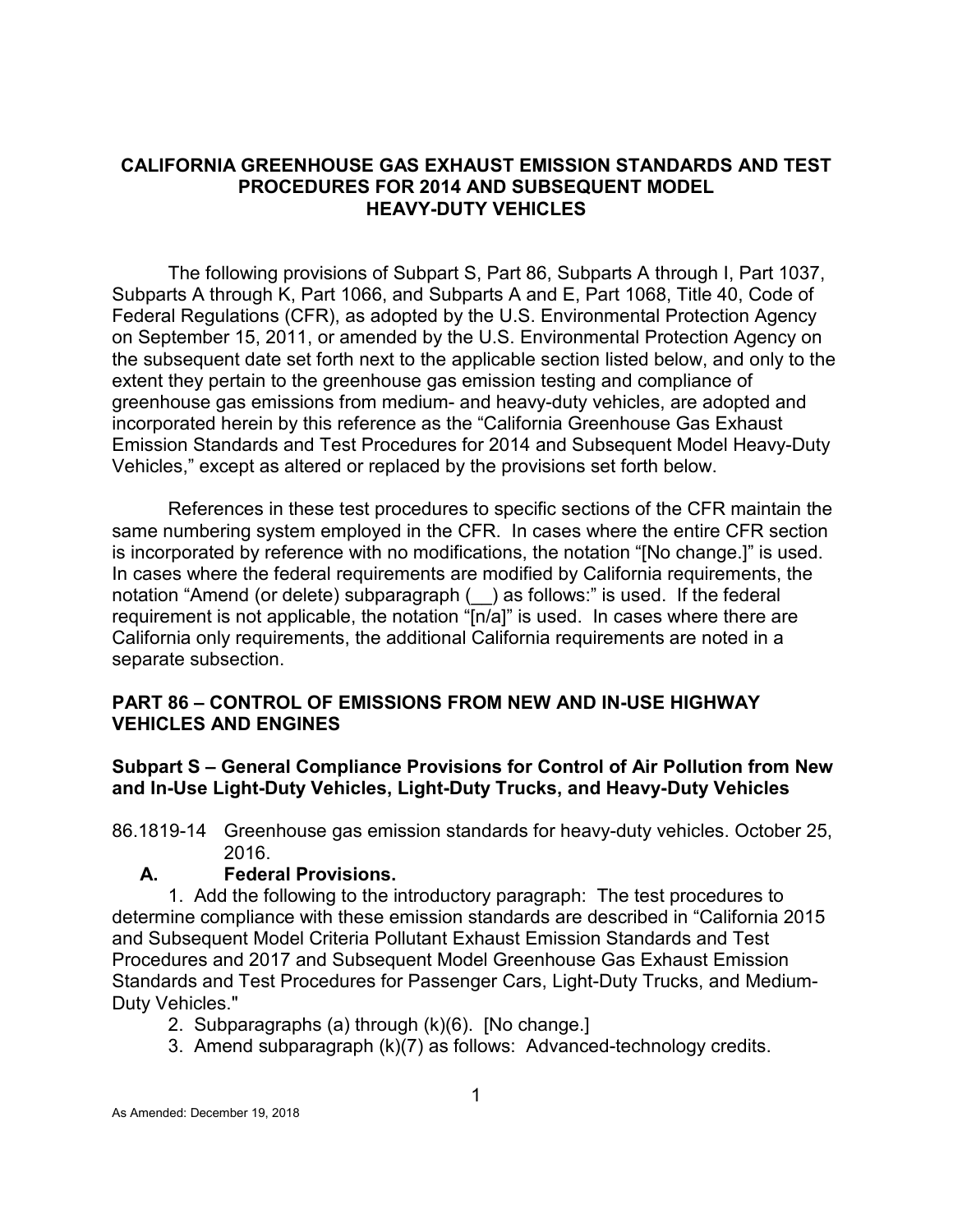# CALIFORNIA GREENHOUSE GAS EXHAUST EMISSION STANDARDS AND TEST PROCEDURES FOR 2014 AND SUBSEQUENT MODEL HEAVY-DUTY VEHICLES

The following provisions of Subpart S, Part 86, Subparts A through I, Part 1037, Subparts A through K, Part 1066, and Subparts A and E, Part 1068, Title 40, Code of Federal Regulations (CFR), as adopted by the U.S. Environmental Protection Agency on September 15, 2011, or amended by the U.S. Environmental Protection Agency on the subsequent date set forth next to the applicable section listed below, and only to the extent they pertain to the greenhouse gas emission testing and compliance of greenhouse gas emissions from medium- and heavy-duty vehicles, are adopted and incorporated herein by this reference as the "California Greenhouse Gas Exhaust Emission Standards and Test Procedures for 2014 and Subsequent Model Heavy-Duty Vehicles," except as altered or replaced by the provisions set forth below.

References in these test procedures to specific sections of the CFR maintain the same numbering system employed in the CFR. In cases where the entire CFR section is incorporated by reference with no modifications, the notation "[No change.]" is used. In cases where the federal requirements are modified by California requirements, the notation "Amend (or delete) subparagraph (__) as follows:" is used. If the federal requirement is not applicable, the notation "[n/a]" is used. In cases where there are California only requirements, the additional California requirements are noted in a separate subsection.

## PART 86 – CONTROL OF EMISSIONS FROM NEW AND IN-USE HIGHWAY VEHICLES AND ENGINES

### Subpart S – General Compliance Provisions for Control of Air Pollution from New and In-Use Light-Duty Vehicles, Light-Duty Trucks, and Heavy-Duty Vehicles

86.1819-14 Greenhouse gas emission standards for heavy-duty vehicles. October 25, 2016.

**A. Federal Provisions.**

1. Add the following to the introductory paragraph: The test procedures to determine compliance with these emission standards are described in "California 2015 and Subsequent Model Criteria Pollutant Exhaust Emission Standards and Test Procedures and 2017 and Subsequent Model Greenhouse Gas Exhaust Emission Standards and Test Procedures for Passenger Cars, Light-Duty Trucks, and Medium-Duty Vehicles."
2. Subparagraphs (a) through (k)(6). [No change.]
3. Amend subparagraph (k)(7) as follows: Advanced-technology credits.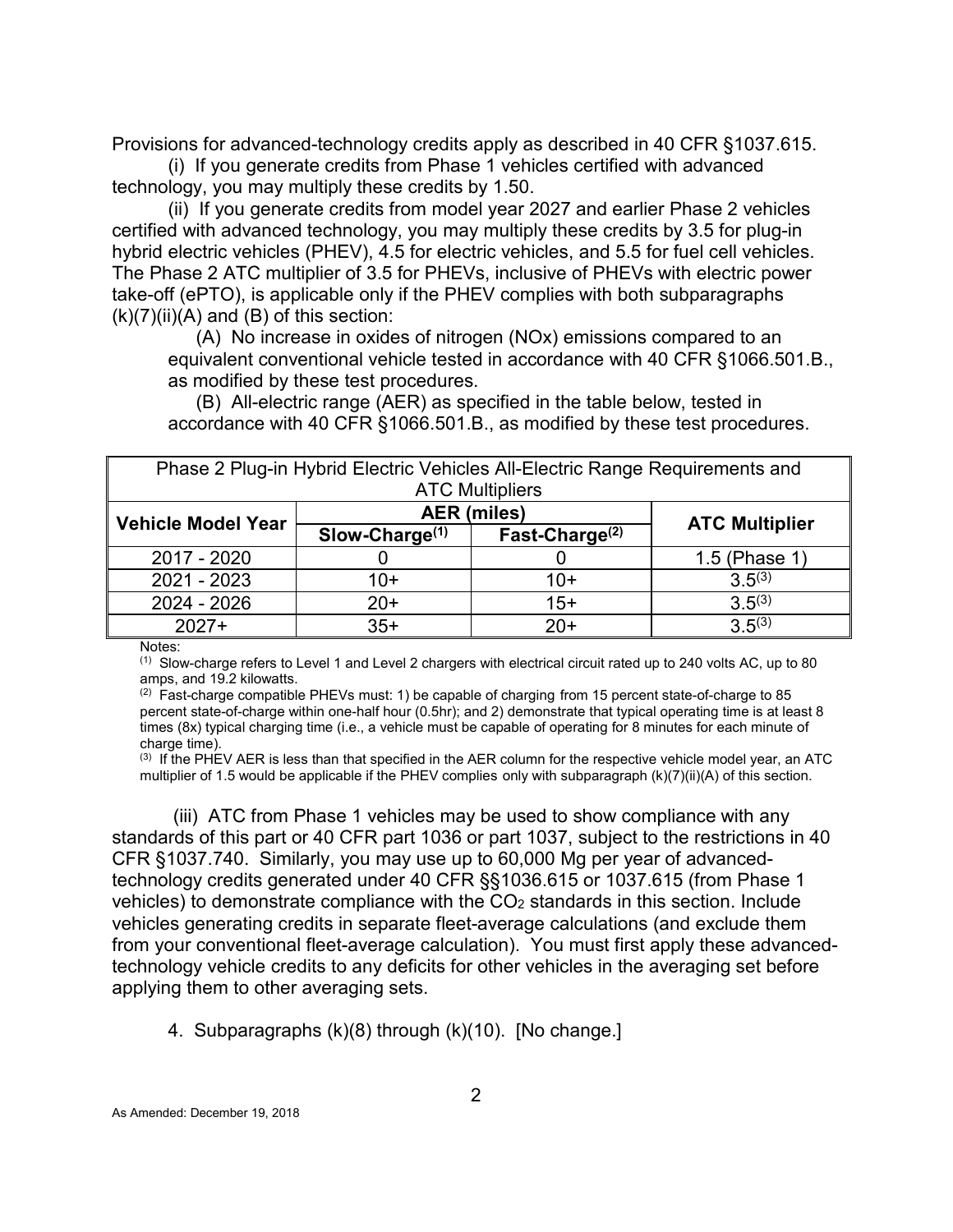Provisions for advanced-technology credits apply as described in 40 CFR §1037.615.

(i) If you generate credits from Phase 1 vehicles certified with advanced technology, you may multiply these credits by 1.50.

(ii) If you generate credits from model year 2027 and earlier Phase 2 vehicles certified with advanced technology, you may multiply these credits by 3.5 for plug-in hybrid electric vehicles (PHEV), 4.5 for electric vehicles, and 5.5 for fuel cell vehicles. The Phase 2 ATC multiplier of 3.5 for PHEVs, inclusive of PHEVs with electric power take-off (ePTO), is applicable only if the PHEV complies with both subparagraphs (k)(7)(ii)(A) and (B) of this section:

> (A) No increase in oxides of nitrogen (NOx) emissions compared to an equivalent conventional vehicle tested in accordance with 40 CFR §1066.501.B., as modified by these test procedures.
>
> (B) All-electric range (AER) as specified in the table below, tested in accordance with 40 CFR §1066.501.B., as modified by these test procedures.

| Phase 2 Plug-in Hybrid Electric Vehicles All-Electric Range Requirements and ATC Multipliers | | | |
|---|---|---|---|
| **Vehicle Model Year** | **AER (miles)** | | **ATC Multiplier** |
| | **Slow-Charge[(1)]** | **Fast-Charge[(2)]** | |
| 2017 - 2020 | 0 | 0 | 1.5 (Phase 1) |
| 2021 - 2023 | 10+ | 10+ | 3.5[(3)] |
| 2024 - 2026 | 20+ | 15+ | 3.5[(3)] |
| 2027+ | 35+ | 20+ | 3.5[(3)] |

Notes:

(1) Slow-charge refers to Level 1 and Level 2 chargers with electrical circuit rated up to 240 volts AC, up to 80 amps, and 19.2 kilowatts.

(2) Fast-charge compatible PHEVs must: 1) be capable of charging from 15 percent state-of-charge to 85 percent state-of-charge within one-half hour (0.5hr); and 2) demonstrate that typical operating time is at least 8 times (8x) typical charging time (i.e., a vehicle must be capable of operating for 8 minutes for each minute of charge time).

(3) If the PHEV AER is less than that specified in the AER column for the respective vehicle model year, an ATC multiplier of 1.5 would be applicable if the PHEV complies only with subparagraph (k)(7)(ii)(A) of this section.

(iii) ATC from Phase 1 vehicles may be used to show compliance with any standards of this part or 40 CFR part 1036 or part 1037, subject to the restrictions in 40 CFR §1037.740. Similarly, you may use up to 60,000 Mg per year of advanced-technology credits generated under 40 CFR §§1036.615 or 1037.615 (from Phase 1 vehicles) to demonstrate compliance with the $CO_2$ standards in this section. Include vehicles generating credits in separate fleet-average calculations (and exclude them from your conventional fleet-average calculation). You must first apply these advanced-technology vehicle credits to any deficits for other vehicles in the averaging set before applying them to other averaging sets.

4. Subparagraphs (k)(8) through (k)(10). [No change.]

As Amended: December 19, 2018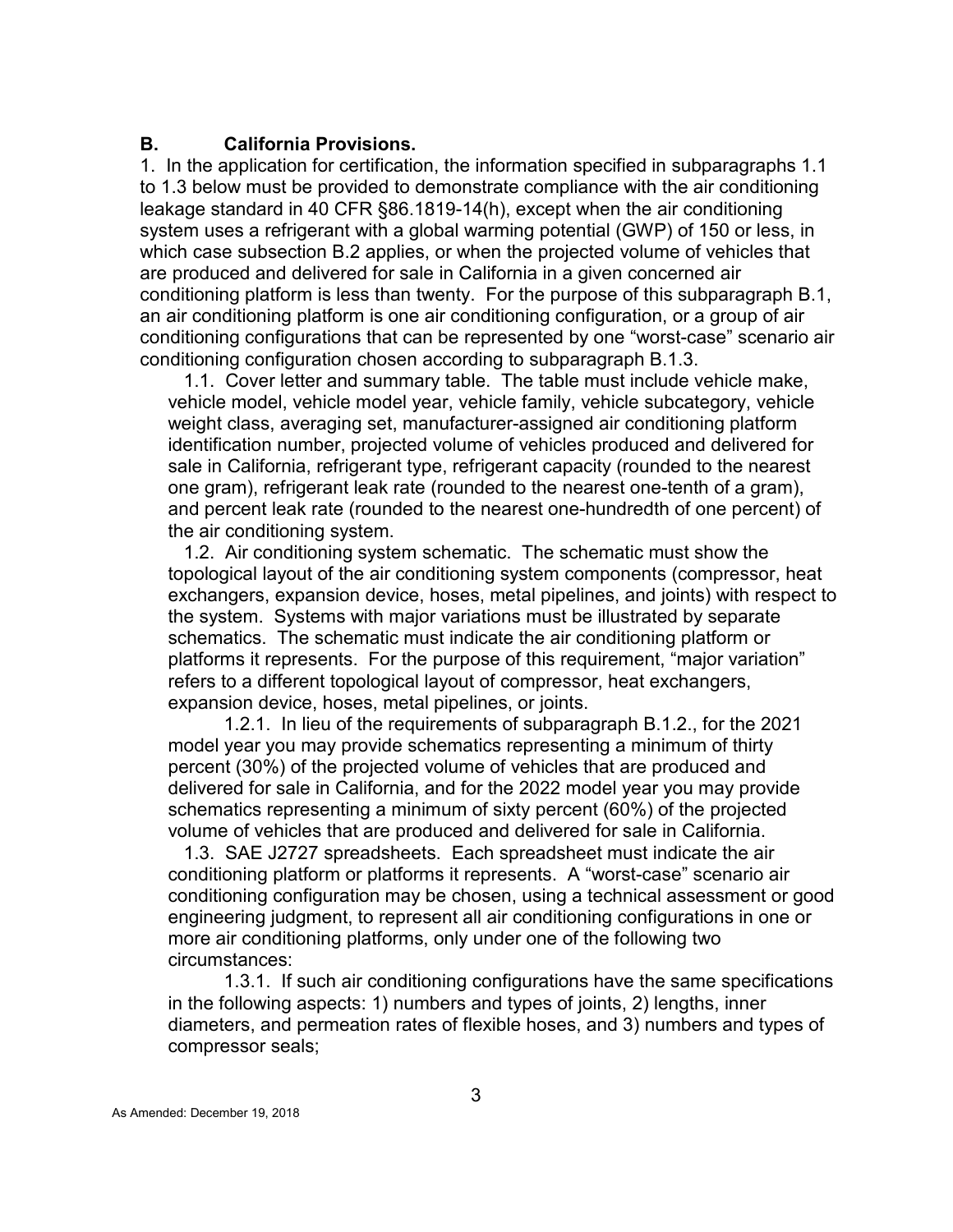## B. California Provisions.

1. In the application for certification, the information specified in subparagraphs 1.1 to 1.3 below must be provided to demonstrate compliance with the air conditioning leakage standard in 40 CFR §86.1819-14(h), except when the air conditioning system uses a refrigerant with a global warming potential (GWP) of 150 or less, in which case subsection B.2 applies, or when the projected volume of vehicles that are produced and delivered for sale in California in a given concerned air conditioning platform is less than twenty. For the purpose of this subparagraph B.1, an air conditioning platform is one air conditioning configuration, or a group of air conditioning configurations that can be represented by one "worst-case" scenario air conditioning configuration chosen according to subparagraph B.1.3.

1.1. Cover letter and summary table. The table must include vehicle make, vehicle model, vehicle model year, vehicle family, vehicle subcategory, vehicle weight class, averaging set, manufacturer-assigned air conditioning platform identification number, projected volume of vehicles produced and delivered for sale in California, refrigerant type, refrigerant capacity (rounded to the nearest one gram), refrigerant leak rate (rounded to the nearest one-tenth of a gram), and percent leak rate (rounded to the nearest one-hundredth of one percent) of the air conditioning system.

1.2. Air conditioning system schematic. The schematic must show the topological layout of the air conditioning system components (compressor, heat exchangers, expansion device, hoses, metal pipelines, and joints) with respect to the system. Systems with major variations must be illustrated by separate schematics. The schematic must indicate the air conditioning platform or platforms it represents. For the purpose of this requirement, "major variation" refers to a different topological layout of compressor, heat exchangers, expansion device, hoses, metal pipelines, or joints.

1.2.1. In lieu of the requirements of subparagraph B.1.2., for the 2021 model year you may provide schematics representing a minimum of thirty percent (30%) of the projected volume of vehicles that are produced and delivered for sale in California, and for the 2022 model year you may provide schematics representing a minimum of sixty percent (60%) of the projected volume of vehicles that are produced and delivered for sale in California.

1.3. SAE J2727 spreadsheets. Each spreadsheet must indicate the air conditioning platform or platforms it represents. A "worst-case" scenario air conditioning configuration may be chosen, using a technical assessment or good engineering judgment, to represent all air conditioning configurations in one or more air conditioning platforms, only under one of the following two circumstances:

1.3.1. If such air conditioning configurations have the same specifications in the following aspects: 1) numbers and types of joints, 2) lengths, inner diameters, and permeation rates of flexible hoses, and 3) numbers and types of compressor seals;

As Amended: December 19, 2018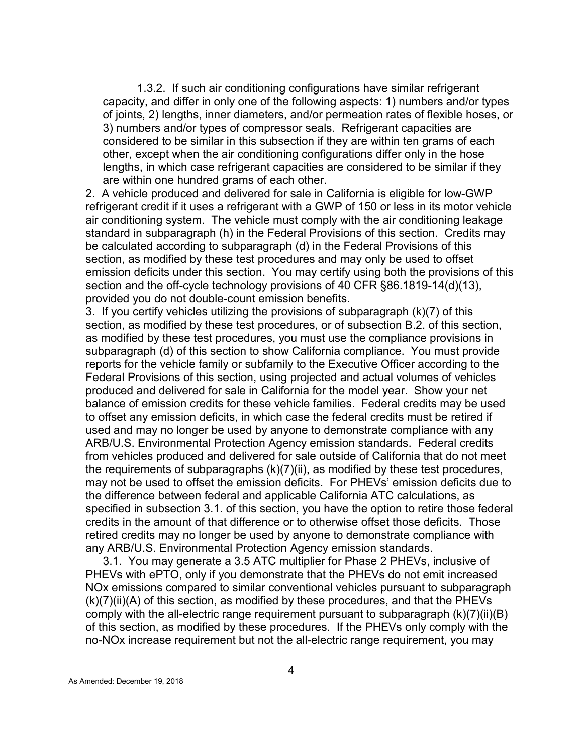1.3.2. If such air conditioning configurations have similar refrigerant capacity, and differ in only one of the following aspects: 1) numbers and/or types of joints, 2) lengths, inner diameters, and/or permeation rates of flexible hoses, or 3) numbers and/or types of compressor seals. Refrigerant capacities are considered to be similar in this subsection if they are within ten grams of each other, except when the air conditioning configurations differ only in the hose lengths, in which case refrigerant capacities are considered to be similar if they are within one hundred grams of each other.

2. A vehicle produced and delivered for sale in California is eligible for low-GWP refrigerant credit if it uses a refrigerant with a GWP of 150 or less in its motor vehicle air conditioning system. The vehicle must comply with the air conditioning leakage standard in subparagraph (h) in the Federal Provisions of this section. Credits may be calculated according to subparagraph (d) in the Federal Provisions of this section, as modified by these test procedures and may only be used to offset emission deficits under this section. You may certify using both the provisions of this section and the off-cycle technology provisions of 40 CFR §86.1819-14(d)(13), provided you do not double-count emission benefits.

3. If you certify vehicles utilizing the provisions of subparagraph (k)(7) of this section, as modified by these test procedures, or of subsection B.2. of this section, as modified by these test procedures, you must use the compliance provisions in subparagraph (d) of this section to show California compliance. You must provide reports for the vehicle family or subfamily to the Executive Officer according to the Federal Provisions of this section, using projected and actual volumes of vehicles produced and delivered for sale in California for the model year. Show your net balance of emission credits for these vehicle families. Federal credits may be used to offset any emission deficits, in which case the federal credits must be retired if used and may no longer be used by anyone to demonstrate compliance with any ARB/U.S. Environmental Protection Agency emission standards. Federal credits from vehicles produced and delivered for sale outside of California that do not meet the requirements of subparagraphs (k)(7)(ii), as modified by these test procedures, may not be used to offset the emission deficits. For PHEVs' emission deficits due to the difference between federal and applicable California ATC calculations, as specified in subsection 3.1. of this section, you have the option to retire those federal credits in the amount of that difference or to otherwise offset those deficits. Those retired credits may no longer be used by anyone to demonstrate compliance with any ARB/U.S. Environmental Protection Agency emission standards.

3.1. You may generate a 3.5 ATC multiplier for Phase 2 PHEVs, inclusive of PHEVs with ePTO, only if you demonstrate that the PHEVs do not emit increased NOx emissions compared to similar conventional vehicles pursuant to subparagraph (k)(7)(ii)(A) of this section, as modified by these procedures, and that the PHEVs comply with the all-electric range requirement pursuant to subparagraph (k)(7)(ii)(B) of this section, as modified by these procedures. If the PHEVs only comply with the no-NOx increase requirement but not the all-electric range requirement, you may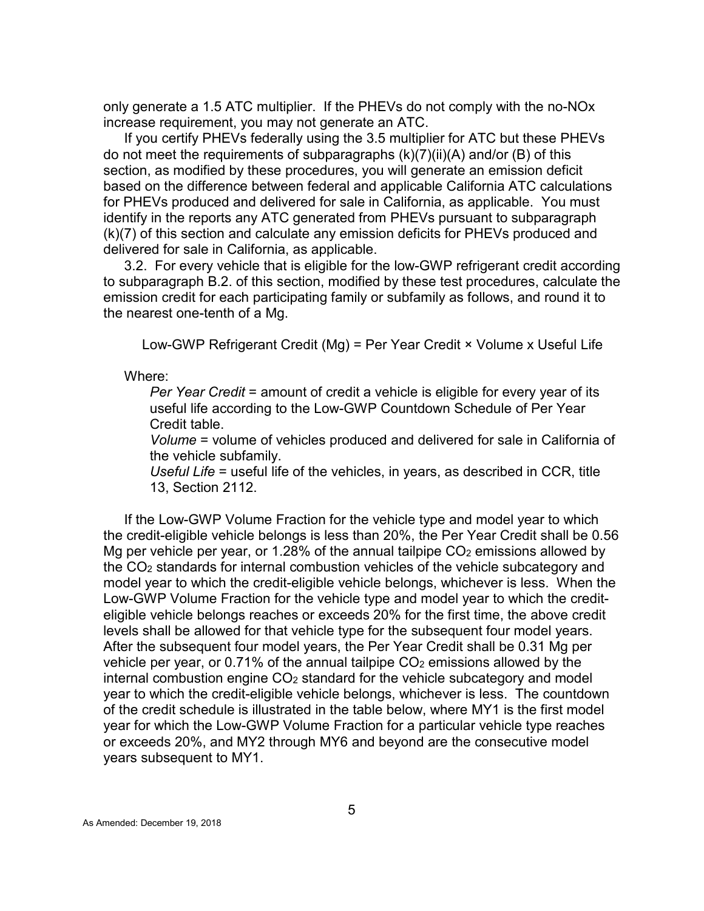only generate a 1.5 ATC multiplier. If the PHEVs do not comply with the no-NOx increase requirement, you may not generate an ATC.

If you certify PHEVs federally using the 3.5 multiplier for ATC but these PHEVs do not meet the requirements of subparagraphs (k)(7)(ii)(A) and/or (B) of this section, as modified by these procedures, you will generate an emission deficit based on the difference between federal and applicable California ATC calculations for PHEVs produced and delivered for sale in California, as applicable. You must identify in the reports any ATC generated from PHEVs pursuant to subparagraph (k)(7) of this section and calculate any emission deficits for PHEVs produced and delivered for sale in California, as applicable.

3.2. For every vehicle that is eligible for the low-GWP refrigerant credit according to subparagraph B.2. of this section, modified by these test procedures, calculate the emission credit for each participating family or subfamily as follows, and round it to the nearest one-tenth of a Mg.

Low-GWP Refrigerant Credit (Mg) = Per Year Credit × Volume x Useful Life

Where:

*Per Year Credit* = amount of credit a vehicle is eligible for every year of its useful life according to the Low-GWP Countdown Schedule of Per Year Credit table.

*Volume* = volume of vehicles produced and delivered for sale in California of the vehicle subfamily.

*Useful Life* = useful life of the vehicles, in years, as described in CCR, title 13, Section 2112.

If the Low-GWP Volume Fraction for the vehicle type and model year to which the credit-eligible vehicle belongs is less than 20%, the Per Year Credit shall be 0.56 Mg per vehicle per year, or 1.28% of the annual tailpipe $CO_2$ emissions allowed by the $CO_2$ standards for internal combustion vehicles of the vehicle subcategory and model year to which the credit-eligible vehicle belongs, whichever is less. When the Low-GWP Volume Fraction for the vehicle type and model year to which the credit-eligible vehicle belongs reaches or exceeds 20% for the first time, the above credit levels shall be allowed for that vehicle type for the subsequent four model years. After the subsequent four model years, the Per Year Credit shall be 0.31 Mg per vehicle per year, or 0.71% of the annual tailpipe $CO_2$ emissions allowed by the internal combustion engine $CO_2$ standard for the vehicle subcategory and model year to which the credit-eligible vehicle belongs, whichever is less. The countdown of the credit schedule is illustrated in the table below, where MY1 is the first model year for which the Low-GWP Volume Fraction for a particular vehicle type reaches or exceeds 20%, and MY2 through MY6 and beyond are the consecutive model years subsequent to MY1.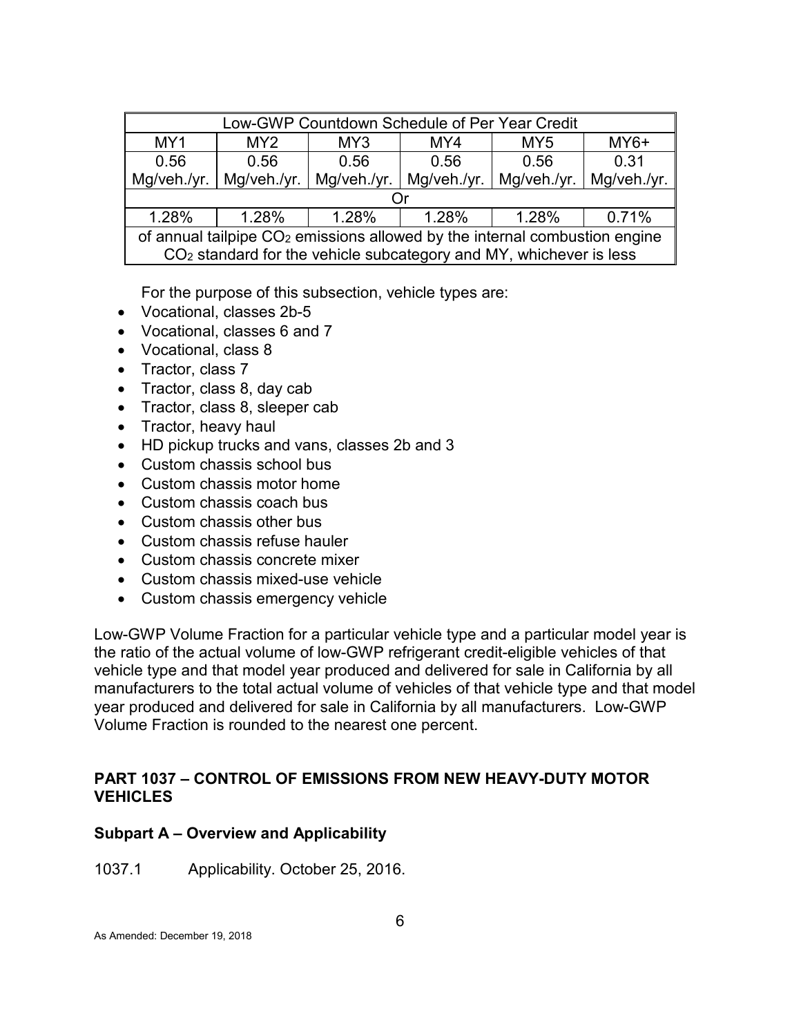| Low-GWP Countdown Schedule of Per Year Credit | | | | | |
|---|---|---|---|---|---|
| MY1 | MY2 | MY3 | MY4 | MY5 | MY6+ |
| 0.56 Mg/veh./yr. | 0.56 Mg/veh./yr. | 0.56 Mg/veh./yr. | 0.56 Mg/veh./yr. | 0.56 Mg/veh./yr. | 0.31 Mg/veh./yr. |
| Or | | | | | |
| 1.28% | 1.28% | 1.28% | 1.28% | 1.28% | 0.71% |
| of annual tailpipe $CO_2$ emissions allowed by the internal combustion engine $CO_2$ standard for the vehicle subcategory and MY, whichever is less | | | | | |

For the purpose of this subsection, vehicle types are:

- Vocational, classes 2b-5
- Vocational, classes 6 and 7
- Vocational, class 8
- Tractor, class 7
- Tractor, class 8, day cab
- Tractor, class 8, sleeper cab
- Tractor, heavy haul
- HD pickup trucks and vans, classes 2b and 3
- Custom chassis school bus
- Custom chassis motor home
- Custom chassis coach bus
- Custom chassis other bus
- Custom chassis refuse hauler
- Custom chassis concrete mixer
- Custom chassis mixed-use vehicle
- Custom chassis emergency vehicle

Low-GWP Volume Fraction for a particular vehicle type and a particular model year is the ratio of the actual volume of low-GWP refrigerant credit-eligible vehicles of that vehicle type and that model year produced and delivered for sale in California by all manufacturers to the total actual volume of vehicles of that vehicle type and that model year produced and delivered for sale in California by all manufacturers. Low-GWP Volume Fraction is rounded to the nearest one percent.

## PART 1037 – CONTROL OF EMISSIONS FROM NEW HEAVY-DUTY MOTOR VEHICLES

### Subpart A – Overview and Applicability

1037.1 Applicability. October 25, 2016.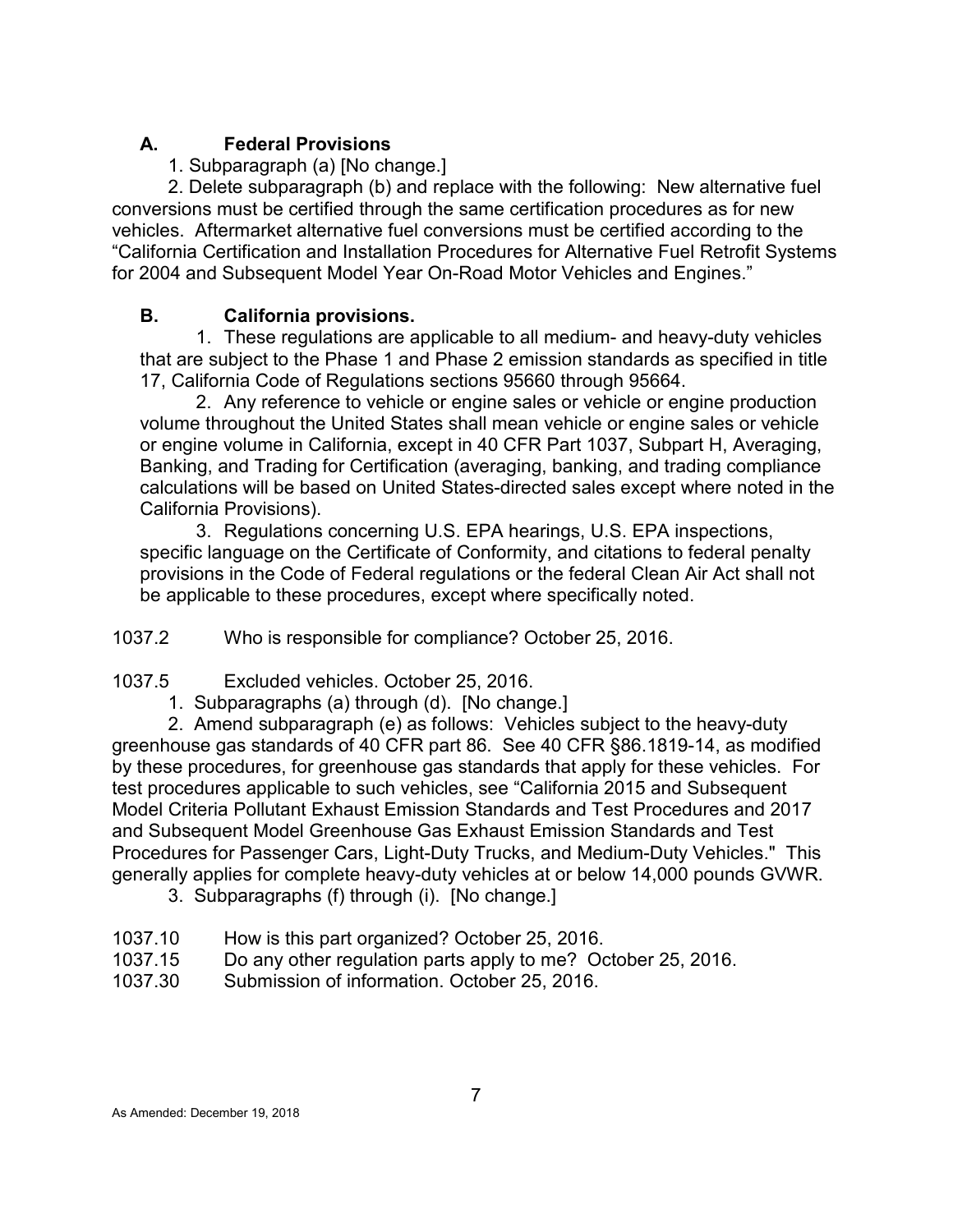**A. Federal Provisions**

1. Subparagraph (a) [No change.]

2. Delete subparagraph (b) and replace with the following: New alternative fuel conversions must be certified through the same certification procedures as for new vehicles. Aftermarket alternative fuel conversions must be certified according to the "California Certification and Installation Procedures for Alternative Fuel Retrofit Systems for 2004 and Subsequent Model Year On-Road Motor Vehicles and Engines."

**B. California provisions.**

1. These regulations are applicable to all medium- and heavy-duty vehicles that are subject to the Phase 1 and Phase 2 emission standards as specified in title 17, California Code of Regulations sections 95660 through 95664.

2. Any reference to vehicle or engine sales or vehicle or engine production volume throughout the United States shall mean vehicle or engine sales or vehicle or engine volume in California, except in 40 CFR Part 1037, Subpart H, Averaging, Banking, and Trading for Certification (averaging, banking, and trading compliance calculations will be based on United States-directed sales except where noted in the California Provisions).

3. Regulations concerning U.S. EPA hearings, U.S. EPA inspections, specific language on the Certificate of Conformity, and citations to federal penalty provisions in the Code of Federal regulations or the federal Clean Air Act shall not be applicable to these procedures, except where specifically noted.

1037.2 Who is responsible for compliance? October 25, 2016.

1037.5 Excluded vehicles. October 25, 2016.

1. Subparagraphs (a) through (d). [No change.]

2. Amend subparagraph (e) as follows: Vehicles subject to the heavy-duty greenhouse gas standards of 40 CFR part 86. See 40 CFR §86.1819-14, as modified by these procedures, for greenhouse gas standards that apply for these vehicles. For test procedures applicable to such vehicles, see "California 2015 and Subsequent Model Criteria Pollutant Exhaust Emission Standards and Test Procedures and 2017 and Subsequent Model Greenhouse Gas Exhaust Emission Standards and Test Procedures for Passenger Cars, Light-Duty Trucks, and Medium-Duty Vehicles." This generally applies for complete heavy-duty vehicles at or below 14,000 pounds GVWR.

3. Subparagraphs (f) through (i). [No change.]

1037.10 How is this part organized? October 25, 2016.

1037.15 Do any other regulation parts apply to me? October 25, 2016.

1037.30 Submission of information. October 25, 2016.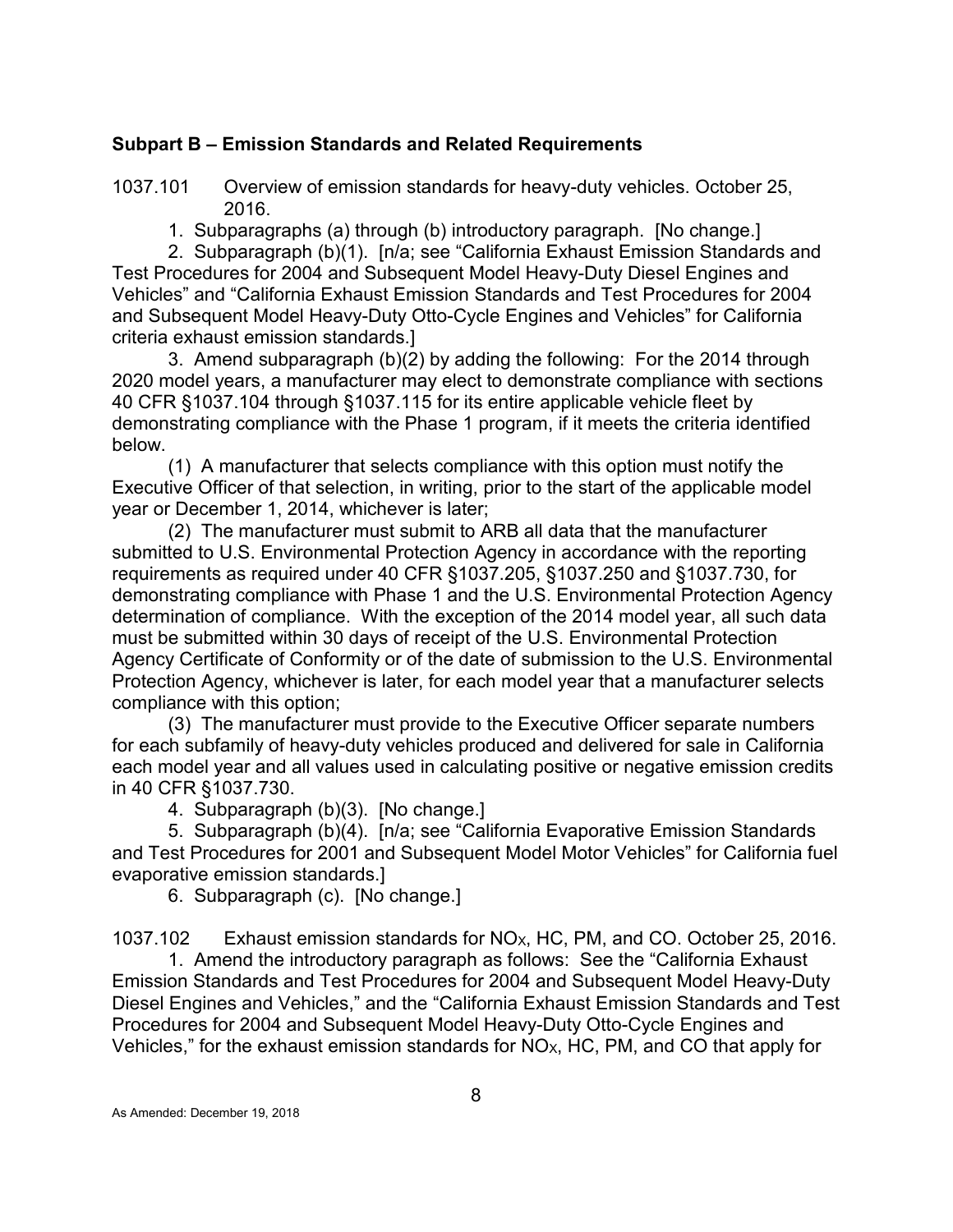## Subpart B – Emission Standards and Related Requirements

1037.101 Overview of emission standards for heavy-duty vehicles. October 25, 2016.

1. Subparagraphs (a) through (b) introductory paragraph. [No change.]

2. Subparagraph (b)(1). [n/a; see "California Exhaust Emission Standards and Test Procedures for 2004 and Subsequent Model Heavy-Duty Diesel Engines and Vehicles" and "California Exhaust Emission Standards and Test Procedures for 2004 and Subsequent Model Heavy-Duty Otto-Cycle Engines and Vehicles" for California criteria exhaust emission standards.]

3. Amend subparagraph (b)(2) by adding the following: For the 2014 through 2020 model years, a manufacturer may elect to demonstrate compliance with sections 40 CFR §1037.104 through §1037.115 for its entire applicable vehicle fleet by demonstrating compliance with the Phase 1 program, if it meets the criteria identified below.

(1) A manufacturer that selects compliance with this option must notify the Executive Officer of that selection, in writing, prior to the start of the applicable model year or December 1, 2014, whichever is later;

(2) The manufacturer must submit to ARB all data that the manufacturer submitted to U.S. Environmental Protection Agency in accordance with the reporting requirements as required under 40 CFR §1037.205, §1037.250 and §1037.730, for demonstrating compliance with Phase 1 and the U.S. Environmental Protection Agency determination of compliance. With the exception of the 2014 model year, all such data must be submitted within 30 days of receipt of the U.S. Environmental Protection Agency Certificate of Conformity or of the date of submission to the U.S. Environmental Protection Agency, whichever is later, for each model year that a manufacturer selects compliance with this option;

(3) The manufacturer must provide to the Executive Officer separate numbers for each subfamily of heavy-duty vehicles produced and delivered for sale in California each model year and all values used in calculating positive or negative emission credits in 40 CFR §1037.730.

4. Subparagraph (b)(3). [No change.]

5. Subparagraph (b)(4). [n/a; see "California Evaporative Emission Standards and Test Procedures for 2001 and Subsequent Model Motor Vehicles" for California fuel evaporative emission standards.]

6. Subparagraph (c). [No change.]

1037.102 Exhaust emission standards for $NO_X$, HC, PM, and CO. October 25, 2016.

1. Amend the introductory paragraph as follows: See the "California Exhaust Emission Standards and Test Procedures for 2004 and Subsequent Model Heavy-Duty Diesel Engines and Vehicles," and the "California Exhaust Emission Standards and Test Procedures for 2004 and Subsequent Model Heavy-Duty Otto-Cycle Engines and Vehicles," for the exhaust emission standards for $NO_X$, HC, PM, and CO that apply for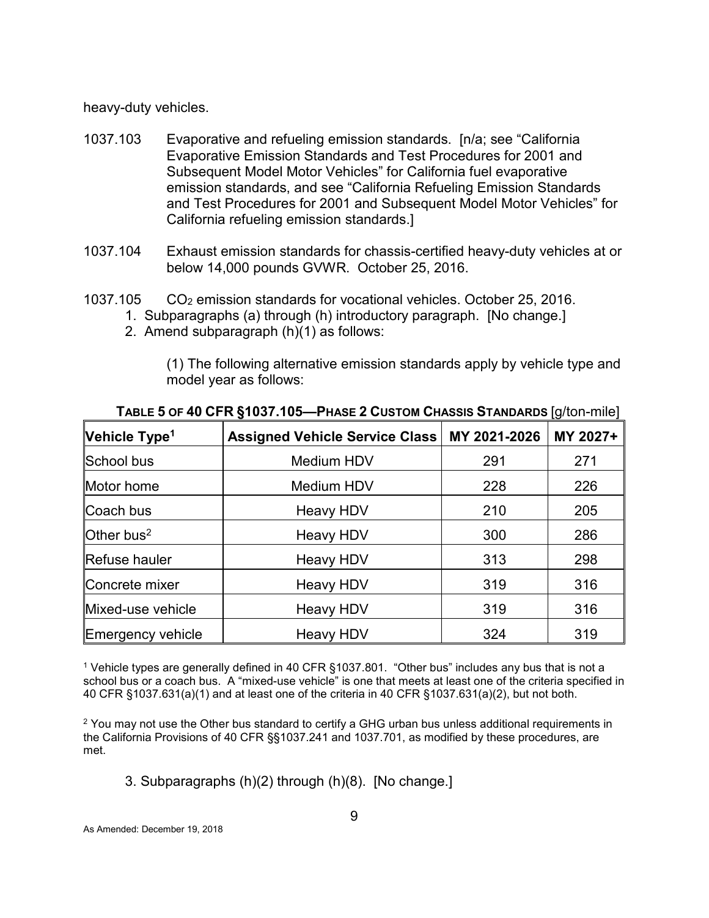heavy-duty vehicles.

1037.103 Evaporative and refueling emission standards. [n/a; see "California Evaporative Emission Standards and Test Procedures for 2001 and Subsequent Model Motor Vehicles" for California fuel evaporative emission standards, and see "California Refueling Emission Standards and Test Procedures for 2001 and Subsequent Model Motor Vehicles" for California refueling emission standards.]

1037.104 Exhaust emission standards for chassis-certified heavy-duty vehicles at or below 14,000 pounds GVWR. October 25, 2016.

1037.105 $CO_2$ emission standards for vocational vehicles. October 25, 2016.

1. Subparagraphs (a) through (h) introductory paragraph. [No change.]
2. Amend subparagraph (h)(1) as follows:

    (1) The following alternative emission standards apply by vehicle type and model year as follows:

**TABLE 5 OF 40 CFR §1037.105—PHASE 2 CUSTOM CHASSIS STANDARDS** [g/ton-mile]

| Vehicle Type[1] | Assigned Vehicle Service Class | MY 2021-2026 | MY 2027+ |
|---|---|---|---|
| School bus | Medium HDV | 291 | 271 |
| Motor home | Medium HDV | 228 | 226 |
| Coach bus | Heavy HDV | 210 | 205 |
| Other bus[2] | Heavy HDV | 300 | 286 |
| Refuse hauler | Heavy HDV | 313 | 298 |
| Concrete mixer | Heavy HDV | 319 | 316 |
| Mixed-use vehicle | Heavy HDV | 319 | 316 |
| Emergency vehicle | Heavy HDV | 324 | 319 |

[1] Vehicle types are generally defined in 40 CFR §1037.801. "Other bus" includes any bus that is not a school bus or a coach bus. A "mixed-use vehicle" is one that meets at least one of the criteria specified in 40 CFR §1037.631(a)(1) and at least one of the criteria in 40 CFR §1037.631(a)(2), but not both.

[2] You may not use the Other bus standard to certify a GHG urban bus unless additional requirements in the California Provisions of 40 CFR §§1037.241 and 1037.701, as modified by these procedures, are met.

3. Subparagraphs (h)(2) through (h)(8). [No change.]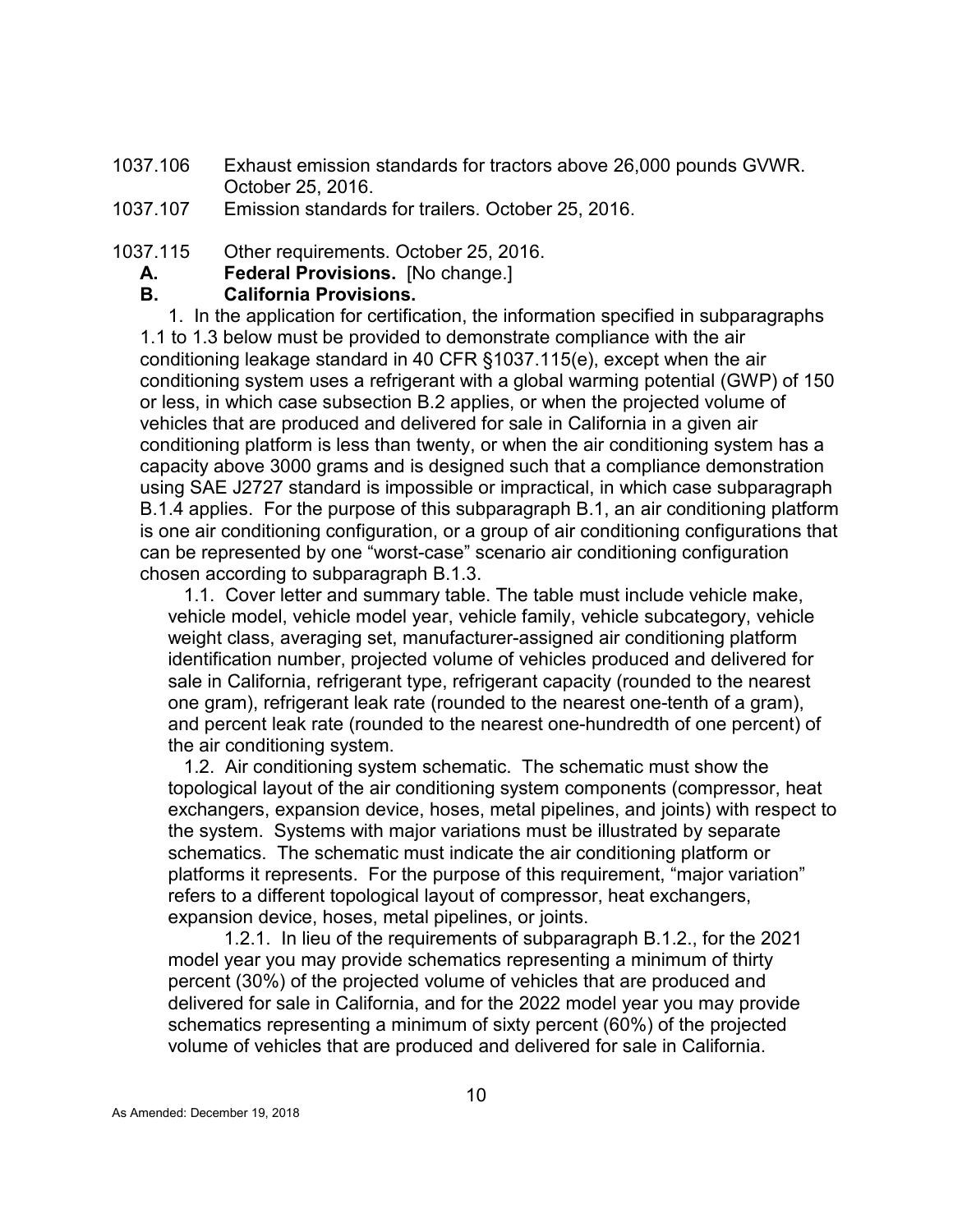1037.106 Exhaust emission standards for tractors above 26,000 pounds GVWR. October 25, 2016.

1037.107 Emission standards for trailers. October 25, 2016.

1037.115 Other requirements. October 25, 2016.

**A. Federal Provisions.** [No change.]

**B. California Provisions.**

1. In the application for certification, the information specified in subparagraphs 1.1 to 1.3 below must be provided to demonstrate compliance with the air conditioning leakage standard in 40 CFR §1037.115(e), except when the air conditioning system uses a refrigerant with a global warming potential (GWP) of 150 or less, in which case subsection B.2 applies, or when the projected volume of vehicles that are produced and delivered for sale in California in a given air conditioning platform is less than twenty, or when the air conditioning system has a capacity above 3000 grams and is designed such that a compliance demonstration using SAE J2727 standard is impossible or impractical, in which case subparagraph B.1.4 applies. For the purpose of this subparagraph B.1, an air conditioning platform is one air conditioning configuration, or a group of air conditioning configurations that can be represented by one "worst-case" scenario air conditioning configuration chosen according to subparagraph B.1.3.

1.1. Cover letter and summary table. The table must include vehicle make, vehicle model, vehicle model year, vehicle family, vehicle subcategory, vehicle weight class, averaging set, manufacturer-assigned air conditioning platform identification number, projected volume of vehicles produced and delivered for sale in California, refrigerant type, refrigerant capacity (rounded to the nearest one gram), refrigerant leak rate (rounded to the nearest one-tenth of a gram), and percent leak rate (rounded to the nearest one-hundredth of one percent) of the air conditioning system.

1.2. Air conditioning system schematic. The schematic must show the topological layout of the air conditioning system components (compressor, heat exchangers, expansion device, hoses, metal pipelines, and joints) with respect to the system. Systems with major variations must be illustrated by separate schematics. The schematic must indicate the air conditioning platform or platforms it represents. For the purpose of this requirement, "major variation" refers to a different topological layout of compressor, heat exchangers, expansion device, hoses, metal pipelines, or joints.

1.2.1. In lieu of the requirements of subparagraph B.1.2., for the 2021 model year you may provide schematics representing a minimum of thirty percent (30%) of the projected volume of vehicles that are produced and delivered for sale in California, and for the 2022 model year you may provide schematics representing a minimum of sixty percent (60%) of the projected volume of vehicles that are produced and delivered for sale in California.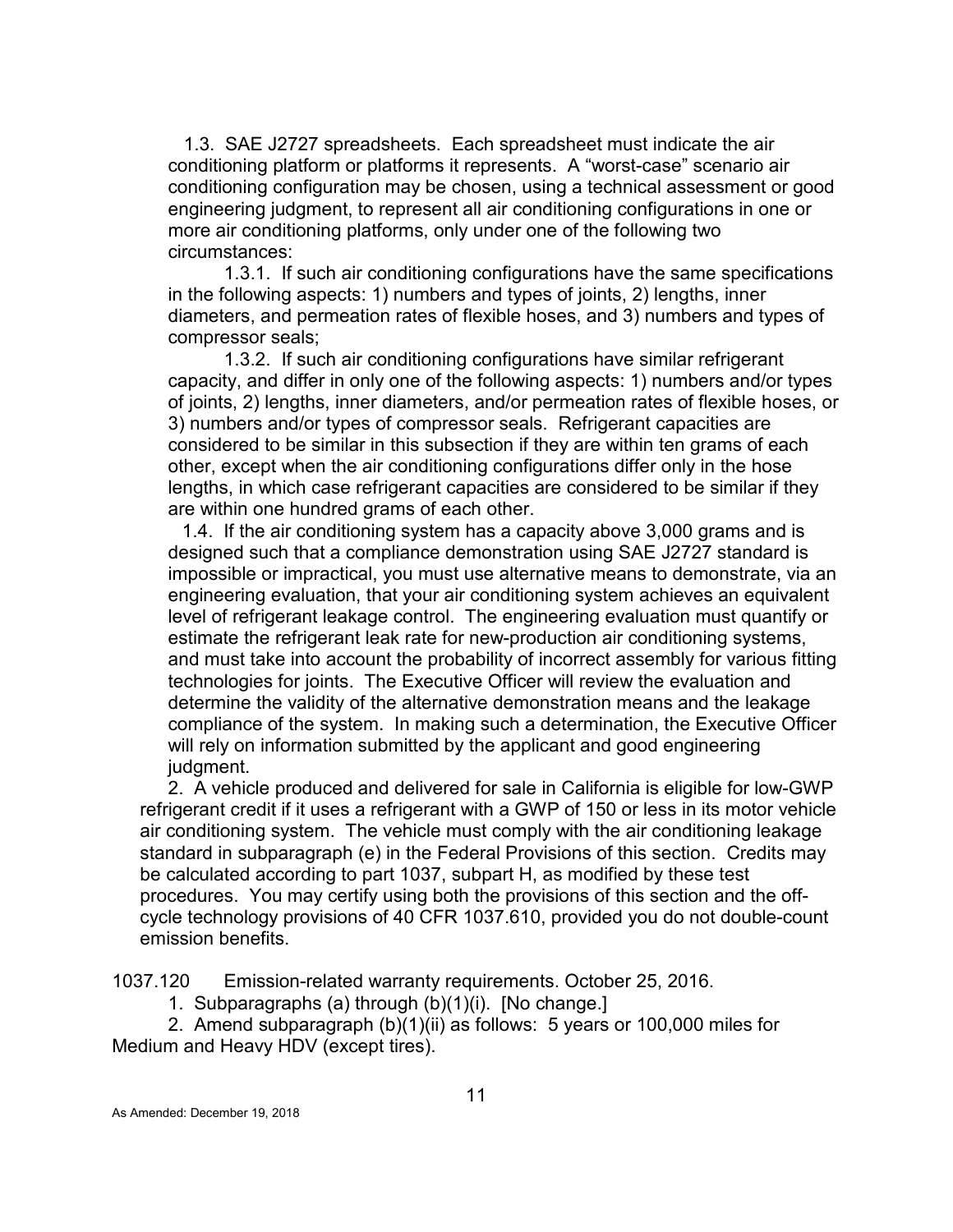1.3. SAE J2727 spreadsheets. Each spreadsheet must indicate the air conditioning platform or platforms it represents. A “worst-case” scenario air conditioning configuration may be chosen, using a technical assessment or good engineering judgment, to represent all air conditioning configurations in one or more air conditioning platforms, only under one of the following two circumstances:

1.3.1. If such air conditioning configurations have the same specifications in the following aspects: 1) numbers and types of joints, 2) lengths, inner diameters, and permeation rates of flexible hoses, and 3) numbers and types of compressor seals;

1.3.2. If such air conditioning configurations have similar refrigerant capacity, and differ in only one of the following aspects: 1) numbers and/or types of joints, 2) lengths, inner diameters, and/or permeation rates of flexible hoses, or 3) numbers and/or types of compressor seals. Refrigerant capacities are considered to be similar in this subsection if they are within ten grams of each other, except when the air conditioning configurations differ only in the hose lengths, in which case refrigerant capacities are considered to be similar if they are within one hundred grams of each other.

1.4. If the air conditioning system has a capacity above 3,000 grams and is designed such that a compliance demonstration using SAE J2727 standard is impossible or impractical, you must use alternative means to demonstrate, via an engineering evaluation, that your air conditioning system achieves an equivalent level of refrigerant leakage control. The engineering evaluation must quantify or estimate the refrigerant leak rate for new-production air conditioning systems, and must take into account the probability of incorrect assembly for various fitting technologies for joints. The Executive Officer will review the evaluation and determine the validity of the alternative demonstration means and the leakage compliance of the system. In making such a determination, the Executive Officer will rely on information submitted by the applicant and good engineering judgment.

2. A vehicle produced and delivered for sale in California is eligible for low-GWP refrigerant credit if it uses a refrigerant with a GWP of 150 or less in its motor vehicle air conditioning system. The vehicle must comply with the air conditioning leakage standard in subparagraph (e) in the Federal Provisions of this section. Credits may be calculated according to part 1037, subpart H, as modified by these test procedures. You may certify using both the provisions of this section and the off-cycle technology provisions of 40 CFR 1037.610, provided you do not double-count emission benefits.

1037.120 Emission-related warranty requirements. October 25, 2016.

1. Subparagraphs (a) through (b)(1)(i). [No change.]

2. Amend subparagraph (b)(1)(ii) as follows: 5 years or 100,000 miles for Medium and Heavy HDV (except tires).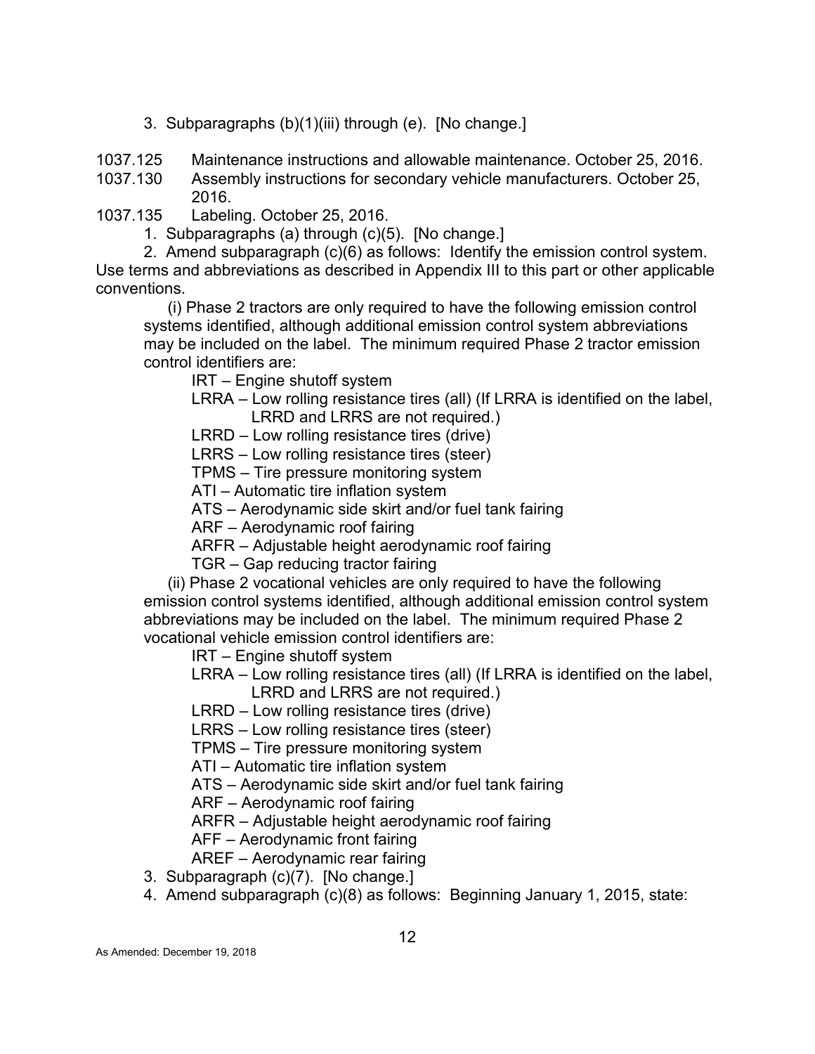3. Subparagraphs (b)(1)(iii) through (e). [No change.]

1037.125 Maintenance instructions and allowable maintenance. October 25, 2016.

1037.130 Assembly instructions for secondary vehicle manufacturers. October 25, 2016.

1037.135 Labeling. October 25, 2016.

1. Subparagraphs (a) through (c)(5). [No change.]

2. Amend subparagraph (c)(6) as follows: Identify the emission control system. Use terms and abbreviations as described in Appendix III to this part or other applicable conventions.

(i) Phase 2 tractors are only required to have the following emission control systems identified, although additional emission control system abbreviations may be included on the label. The minimum required Phase 2 tractor emission control identifiers are:

IRT – Engine shutoff system
LRRA – Low rolling resistance tires (all) (If LRRA is identified on the label, LRRD and LRRS are not required.)
LRRD – Low rolling resistance tires (drive)
LRRS – Low rolling resistance tires (steer)
TPMS – Tire pressure monitoring system
ATI – Automatic tire inflation system
ATS – Aerodynamic side skirt and/or fuel tank fairing
ARF – Aerodynamic roof fairing
ARFR – Adjustable height aerodynamic roof fairing
TGR – Gap reducing tractor fairing

(ii) Phase 2 vocational vehicles are only required to have the following emission control systems identified, although additional emission control system abbreviations may be included on the label. The minimum required Phase 2 vocational vehicle emission control identifiers are:

IRT – Engine shutoff system
LRRA – Low rolling resistance tires (all) (If LRRA is identified on the label, LRRD and LRRS are not required.)
LRRD – Low rolling resistance tires (drive)
LRRS – Low rolling resistance tires (steer)
TPMS – Tire pressure monitoring system
ATI – Automatic tire inflation system
ATS – Aerodynamic side skirt and/or fuel tank fairing
ARF – Aerodynamic roof fairing
ARFR – Adjustable height aerodynamic roof fairing
AFF – Aerodynamic front fairing
AREF – Aerodynamic rear fairing

3. Subparagraph (c)(7). [No change.]

4. Amend subparagraph (c)(8) as follows: Beginning January 1, 2015, state: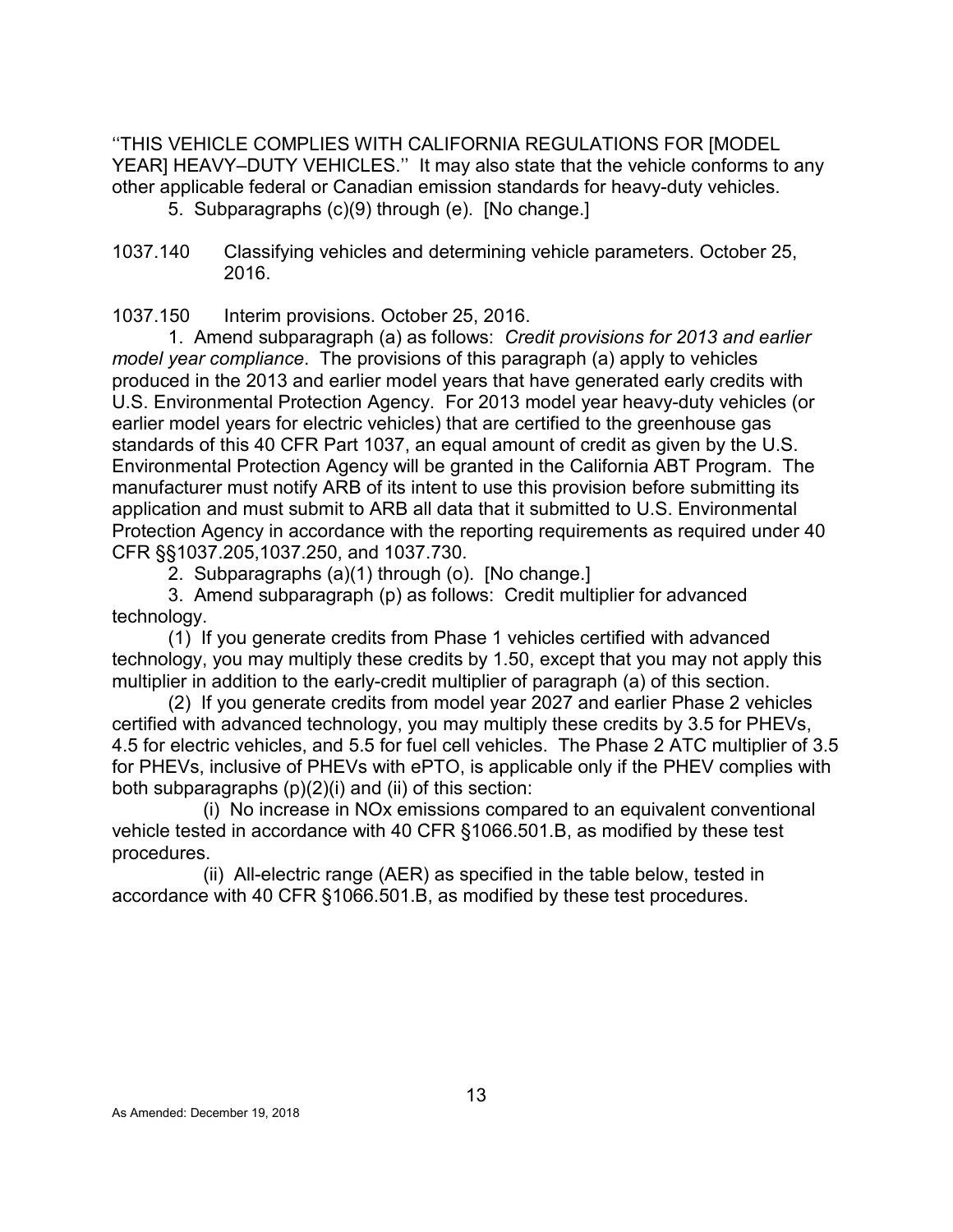''THIS VEHICLE COMPLIES WITH CALIFORNIA REGULATIONS FOR [MODEL YEAR] HEAVY–DUTY VEHICLES.'' It may also state that the vehicle conforms to any other applicable federal or Canadian emission standards for heavy-duty vehicles.

5. Subparagraphs (c)(9) through (e). [No change.]

1037.140 Classifying vehicles and determining vehicle parameters. October 25, 2016.

1037.150 Interim provisions. October 25, 2016.

1. Amend subparagraph (a) as follows: *Credit provisions for 2013 and earlier model year compliance*. The provisions of this paragraph (a) apply to vehicles produced in the 2013 and earlier model years that have generated early credits with U.S. Environmental Protection Agency. For 2013 model year heavy-duty vehicles (or earlier model years for electric vehicles) that are certified to the greenhouse gas standards of this 40 CFR Part 1037, an equal amount of credit as given by the U.S. Environmental Protection Agency will be granted in the California ABT Program. The manufacturer must notify ARB of its intent to use this provision before submitting its application and must submit to ARB all data that it submitted to U.S. Environmental Protection Agency in accordance with the reporting requirements as required under 40 CFR §§1037.205,1037.250, and 1037.730.

2. Subparagraphs (a)(1) through (o). [No change.]

3. Amend subparagraph (p) as follows: Credit multiplier for advanced technology.

(1) If you generate credits from Phase 1 vehicles certified with advanced technology, you may multiply these credits by 1.50, except that you may not apply this multiplier in addition to the early-credit multiplier of paragraph (a) of this section.

(2) If you generate credits from model year 2027 and earlier Phase 2 vehicles certified with advanced technology, you may multiply these credits by 3.5 for PHEVs, 4.5 for electric vehicles, and 5.5 for fuel cell vehicles. The Phase 2 ATC multiplier of 3.5 for PHEVs, inclusive of PHEVs with ePTO, is applicable only if the PHEV complies with both subparagraphs (p)(2)(i) and (ii) of this section:

(i) No increase in NOx emissions compared to an equivalent conventional vehicle tested in accordance with 40 CFR §1066.501.B, as modified by these test procedures.

(ii) All-electric range (AER) as specified in the table below, tested in accordance with 40 CFR §1066.501.B, as modified by these test procedures.

As Amended: December 19, 2018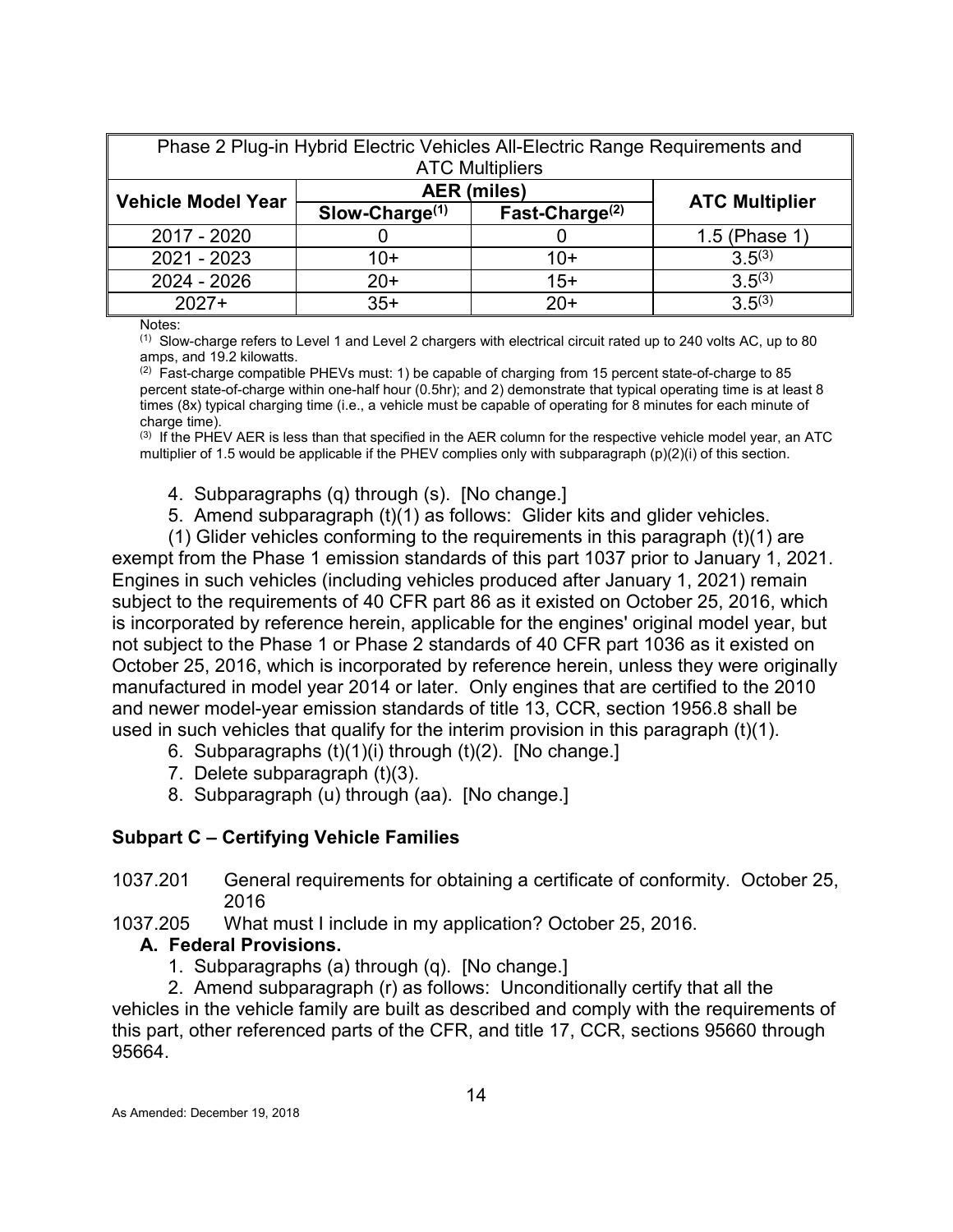| Phase 2 Plug-in Hybrid Electric Vehicles All-Electric Range Requirements and ATC Multipliers | | | |
|---|---|---|---|
| Vehicle Model Year | AER (miles) | | ATC Multiplier |
| | Slow-Charge[(1)] | Fast-Charge[(2)] | |
| 2017 - 2020 | 0 | 0 | 1.5 (Phase 1) |
| 2021 - 2023 | 10+ | 10+ | 3.5[(3)] |
| 2024 - 2026 | 20+ | 15+ | 3.5[(3)] |
| 2027+ | 35+ | 20+ | 3.5[(3)] |

Notes:

[(1)] Slow-charge refers to Level 1 and Level 2 chargers with electrical circuit rated up to 240 volts AC, up to 80 amps, and 19.2 kilowatts.

[(2)] Fast-charge compatible PHEVs must: 1) be capable of charging from 15 percent state-of-charge to 85 percent state-of-charge within one-half hour (0.5hr); and 2) demonstrate that typical operating time is at least 8 times (8x) typical charging time (i.e., a vehicle must be capable of operating for 8 minutes for each minute of charge time).

[(3)] If the PHEV AER is less than that specified in the AER column for the respective vehicle model year, an ATC multiplier of 1.5 would be applicable if the PHEV complies only with subparagraph (p)(2)(i) of this section.

4. Subparagraphs (q) through (s). [No change.]
5. Amend subparagraph (t)(1) as follows: Glider kits and glider vehicles.

(1) Glider vehicles conforming to the requirements in this paragraph (t)(1) are exempt from the Phase 1 emission standards of this part 1037 prior to January 1, 2021. Engines in such vehicles (including vehicles produced after January 1, 2021) remain subject to the requirements of 40 CFR part 86 as it existed on October 25, 2016, which is incorporated by reference herein, applicable for the engines' original model year, but not subject to the Phase 1 or Phase 2 standards of 40 CFR part 1036 as it existed on October 25, 2016, which is incorporated by reference herein, unless they were originally manufactured in model year 2014 or later. Only engines that are certified to the 2010 and newer model-year emission standards of title 13, CCR, section 1956.8 shall be used in such vehicles that qualify for the interim provision in this paragraph (t)(1).

6. Subparagraphs (t)(1)(i) through (t)(2). [No change.]
7. Delete subparagraph (t)(3).
8. Subparagraph (u) through (aa). [No change.]

## Subpart C – Certifying Vehicle Families

1037.201 General requirements for obtaining a certificate of conformity. October 25, 2016

1037.205 What must I include in my application? October 25, 2016.

### A. Federal Provisions.

1. Subparagraphs (a) through (q). [No change.]
2. Amend subparagraph (r) as follows: Unconditionally certify that all the vehicles in the vehicle family are built as described and comply with the requirements of this part, other referenced parts of the CFR, and title 17, CCR, sections 95660 through 95664.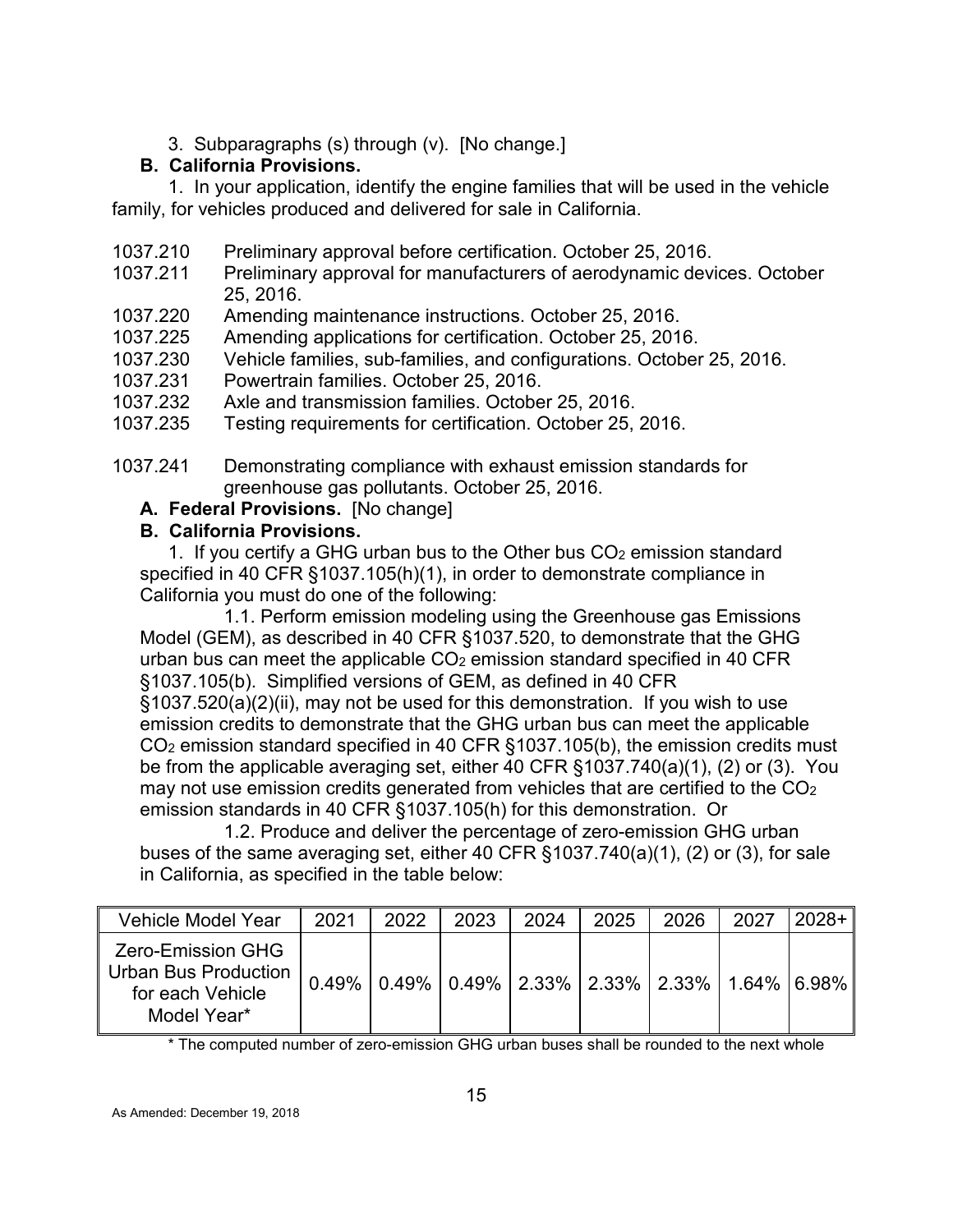3. Subparagraphs (s) through (v). [No change.]

**B. California Provisions.**

1. In your application, identify the engine families that will be used in the vehicle family, for vehicles produced and delivered for sale in California.

1037.210 Preliminary approval before certification. October 25, 2016.
1037.211 Preliminary approval for manufacturers of aerodynamic devices. October 25, 2016.
1037.220 Amending maintenance instructions. October 25, 2016.
1037.225 Amending applications for certification. October 25, 2016.
1037.230 Vehicle families, sub-families, and configurations. October 25, 2016.
1037.231 Powertrain families. October 25, 2016.
1037.232 Axle and transmission families. October 25, 2016.
1037.235 Testing requirements for certification. October 25, 2016.

1037.241 Demonstrating compliance with exhaust emission standards for greenhouse gas pollutants. October 25, 2016.

**A. Federal Provisions.** [No change]

**B. California Provisions.**

1. If you certify a GHG urban bus to the Other bus $CO_2$ emission standard specified in 40 CFR §1037.105(h)(1), in order to demonstrate compliance in California you must do one of the following:

1.1. Perform emission modeling using the Greenhouse gas Emissions Model (GEM), as described in 40 CFR §1037.520, to demonstrate that the GHG urban bus can meet the applicable $CO_2$ emission standard specified in 40 CFR §1037.105(b). Simplified versions of GEM, as defined in 40 CFR §1037.520(a)(2)(ii), may not be used for this demonstration. If you wish to use emission credits to demonstrate that the GHG urban bus can meet the applicable $CO_2$ emission standard specified in 40 CFR §1037.105(b), the emission credits must be from the applicable averaging set, either 40 CFR §1037.740(a)(1), (2) or (3). You may not use emission credits generated from vehicles that are certified to the $CO_2$ emission standards in 40 CFR §1037.105(h) for this demonstration. Or

1.2. Produce and deliver the percentage of zero-emission GHG urban buses of the same averaging set, either 40 CFR §1037.740(a)(1), (2) or (3), for sale in California, as specified in the table below:

| Vehicle Model Year | 2021 | 2022 | 2023 | 2024 | 2025 | 2026 | 2027 | 2028+ |
|---|---|---|---|---|---|---|---|---|
| Zero-Emission GHG Urban Bus Production for each Vehicle Model Year* | 0.49% | 0.49% | 0.49% | 2.33% | 2.33% | 2.33% | 1.64% | 6.98% |

* The computed number of zero-emission GHG urban buses shall be rounded to the next whole

As Amended: December 19, 2018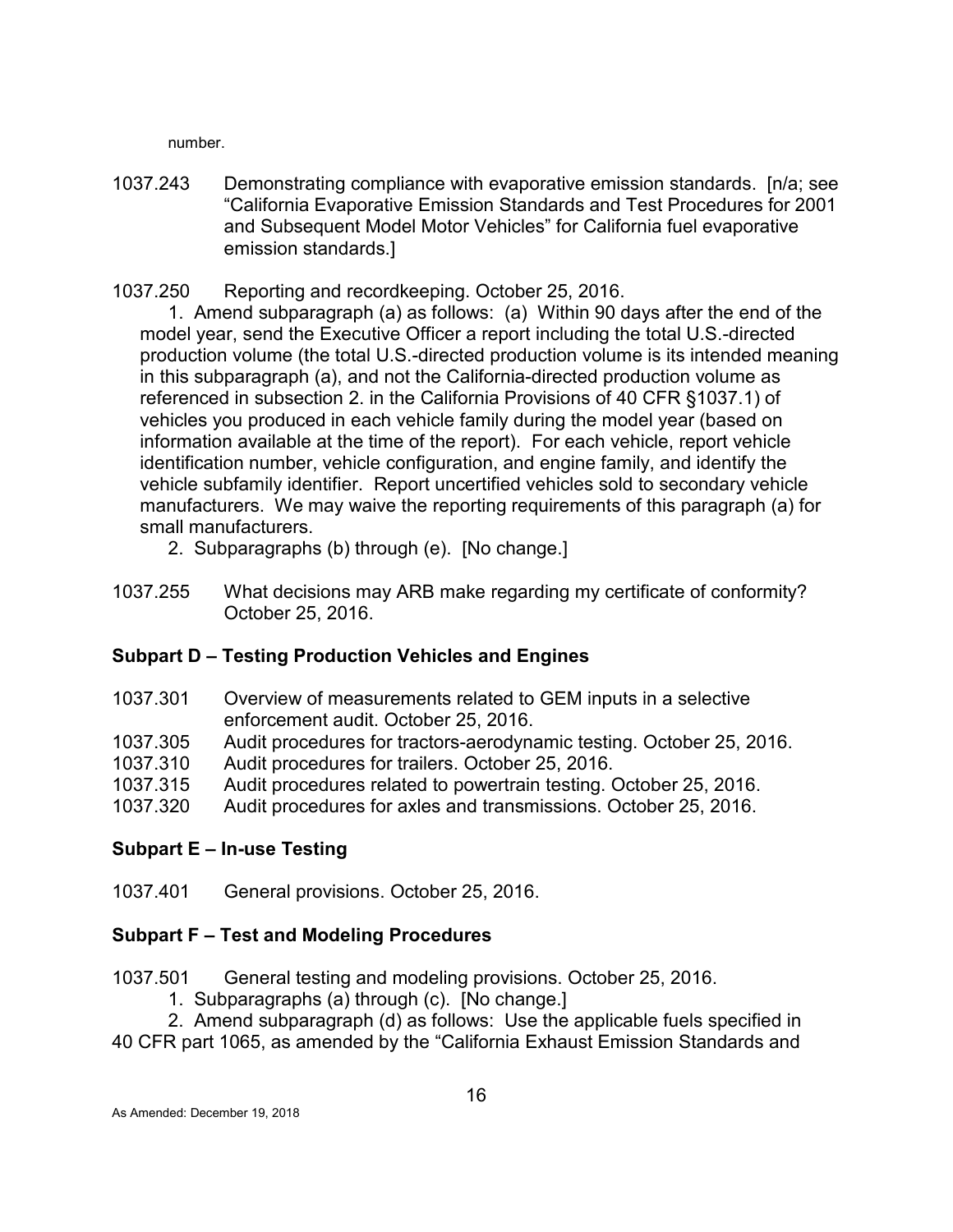number.

1037.243 Demonstrating compliance with evaporative emission standards. [n/a; see "California Evaporative Emission Standards and Test Procedures for 2001 and Subsequent Model Motor Vehicles" for California fuel evaporative emission standards.]

1037.250 Reporting and recordkeeping. October 25, 2016.

1. Amend subparagraph (a) as follows: (a) Within 90 days after the end of the model year, send the Executive Officer a report including the total U.S.-directed production volume (the total U.S.-directed production volume is its intended meaning in this subparagraph (a), and not the California-directed production volume as referenced in subsection 2. in the California Provisions of 40 CFR §1037.1) of vehicles you produced in each vehicle family during the model year (based on information available at the time of the report). For each vehicle, report vehicle identification number, vehicle configuration, and engine family, and identify the vehicle subfamily identifier. Report uncertified vehicles sold to secondary vehicle manufacturers. We may waive the reporting requirements of this paragraph (a) for small manufacturers.

2. Subparagraphs (b) through (e). [No change.]

1037.255 What decisions may ARB make regarding my certificate of conformity? October 25, 2016.

## Subpart D – Testing Production Vehicles and Engines

1037.301 Overview of measurements related to GEM inputs in a selective enforcement audit. October 25, 2016.
1037.305 Audit procedures for tractors-aerodynamic testing. October 25, 2016.
1037.310 Audit procedures for trailers. October 25, 2016.
1037.315 Audit procedures related to powertrain testing. October 25, 2016.
1037.320 Audit procedures for axles and transmissions. October 25, 2016.

## Subpart E – In-use Testing

1037.401 General provisions. October 25, 2016.

## Subpart F – Test and Modeling Procedures

1037.501 General testing and modeling provisions. October 25, 2016.

1. Subparagraphs (a) through (c). [No change.]

2. Amend subparagraph (d) as follows: Use the applicable fuels specified in 40 CFR part 1065, as amended by the "California Exhaust Emission Standards and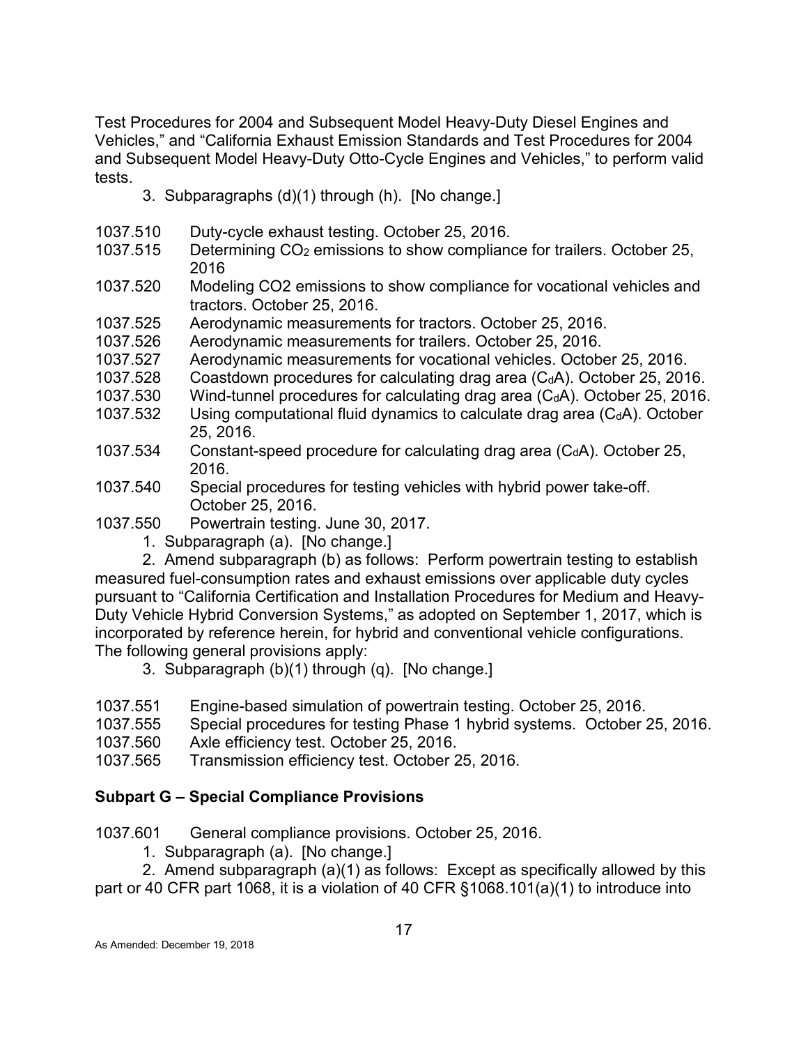Test Procedures for 2004 and Subsequent Model Heavy-Duty Diesel Engines and Vehicles," and "California Exhaust Emission Standards and Test Procedures for 2004 and Subsequent Model Heavy-Duty Otto-Cycle Engines and Vehicles," to perform valid tests.

3. Subparagraphs (d)(1) through (h). [No change.]

1037.510 Duty-cycle exhaust testing. October 25, 2016.

1037.515 Determining $CO_2$ emissions to show compliance for trailers. October 25, 2016

1037.520 Modeling CO2 emissions to show compliance for vocational vehicles and tractors. October 25, 2016.

1037.525 Aerodynamic measurements for tractors. October 25, 2016.

1037.526 Aerodynamic measurements for trailers. October 25, 2016.

1037.527 Aerodynamic measurements for vocational vehicles. October 25, 2016.

1037.528 Coastdown procedures for calculating drag area ($C_dA$). October 25, 2016.

1037.530 Wind-tunnel procedures for calculating drag area ($C_dA$). October 25, 2016.

1037.532 Using computational fluid dynamics to calculate drag area ($C_dA$). October 25, 2016.

1037.534 Constant-speed procedure for calculating drag area ($C_dA$). October 25, 2016.

1037.540 Special procedures for testing vehicles with hybrid power take-off. October 25, 2016.

1037.550 Powertrain testing. June 30, 2017.

1. Subparagraph (a). [No change.]

2. Amend subparagraph (b) as follows: Perform powertrain testing to establish measured fuel-consumption rates and exhaust emissions over applicable duty cycles pursuant to "California Certification and Installation Procedures for Medium and Heavy-Duty Vehicle Hybrid Conversion Systems," as adopted on September 1, 2017, which is incorporated by reference herein, for hybrid and conventional vehicle configurations. The following general provisions apply:

3. Subparagraph (b)(1) through (q). [No change.]

1037.551 Engine-based simulation of powertrain testing. October 25, 2016.

1037.555 Special procedures for testing Phase 1 hybrid systems. October 25, 2016.

1037.560 Axle efficiency test. October 25, 2016.

1037.565 Transmission efficiency test. October 25, 2016.

**Subpart G – Special Compliance Provisions**

1037.601 General compliance provisions. October 25, 2016.

1. Subparagraph (a). [No change.]

2. Amend subparagraph (a)(1) as follows: Except as specifically allowed by this part or 40 CFR part 1068, it is a violation of 40 CFR §1068.101(a)(1) to introduce into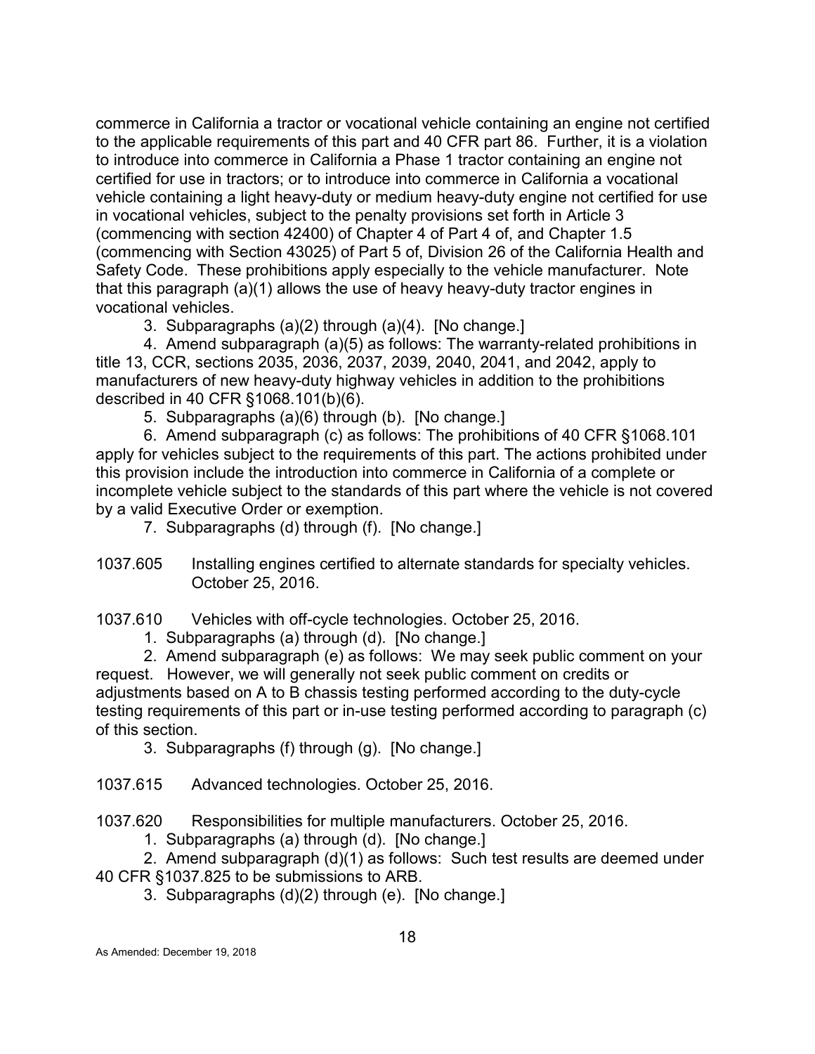commerce in California a tractor or vocational vehicle containing an engine not certified to the applicable requirements of this part and 40 CFR part 86. Further, it is a violation to introduce into commerce in California a Phase 1 tractor containing an engine not certified for use in tractors; or to introduce into commerce in California a vocational vehicle containing a light heavy-duty or medium heavy-duty engine not certified for use in vocational vehicles, subject to the penalty provisions set forth in Article 3 (commencing with section 42400) of Chapter 4 of Part 4 of, and Chapter 1.5 (commencing with Section 43025) of Part 5 of, Division 26 of the California Health and Safety Code. These prohibitions apply especially to the vehicle manufacturer. Note that this paragraph (a)(1) allows the use of heavy heavy-duty tractor engines in vocational vehicles.

3. Subparagraphs (a)(2) through (a)(4). [No change.]

4. Amend subparagraph (a)(5) as follows: The warranty-related prohibitions in title 13, CCR, sections 2035, 2036, 2037, 2039, 2040, 2041, and 2042, apply to manufacturers of new heavy-duty highway vehicles in addition to the prohibitions described in 40 CFR §1068.101(b)(6).

5. Subparagraphs (a)(6) through (b). [No change.]

6. Amend subparagraph (c) as follows: The prohibitions of 40 CFR §1068.101 apply for vehicles subject to the requirements of this part. The actions prohibited under this provision include the introduction into commerce in California of a complete or incomplete vehicle subject to the standards of this part where the vehicle is not covered by a valid Executive Order or exemption.

7. Subparagraphs (d) through (f). [No change.]

1037.605 Installing engines certified to alternate standards for specialty vehicles. October 25, 2016.

1037.610 Vehicles with off-cycle technologies. October 25, 2016.

1. Subparagraphs (a) through (d). [No change.]

2. Amend subparagraph (e) as follows: We may seek public comment on your request. However, we will generally not seek public comment on credits or adjustments based on A to B chassis testing performed according to the duty-cycle testing requirements of this part or in-use testing performed according to paragraph (c) of this section.

3. Subparagraphs (f) through (g). [No change.]

1037.615 Advanced technologies. October 25, 2016.

1037.620 Responsibilities for multiple manufacturers. October 25, 2016.

1. Subparagraphs (a) through (d). [No change.]

2. Amend subparagraph (d)(1) as follows: Such test results are deemed under 40 CFR §1037.825 to be submissions to ARB.

3. Subparagraphs (d)(2) through (e). [No change.]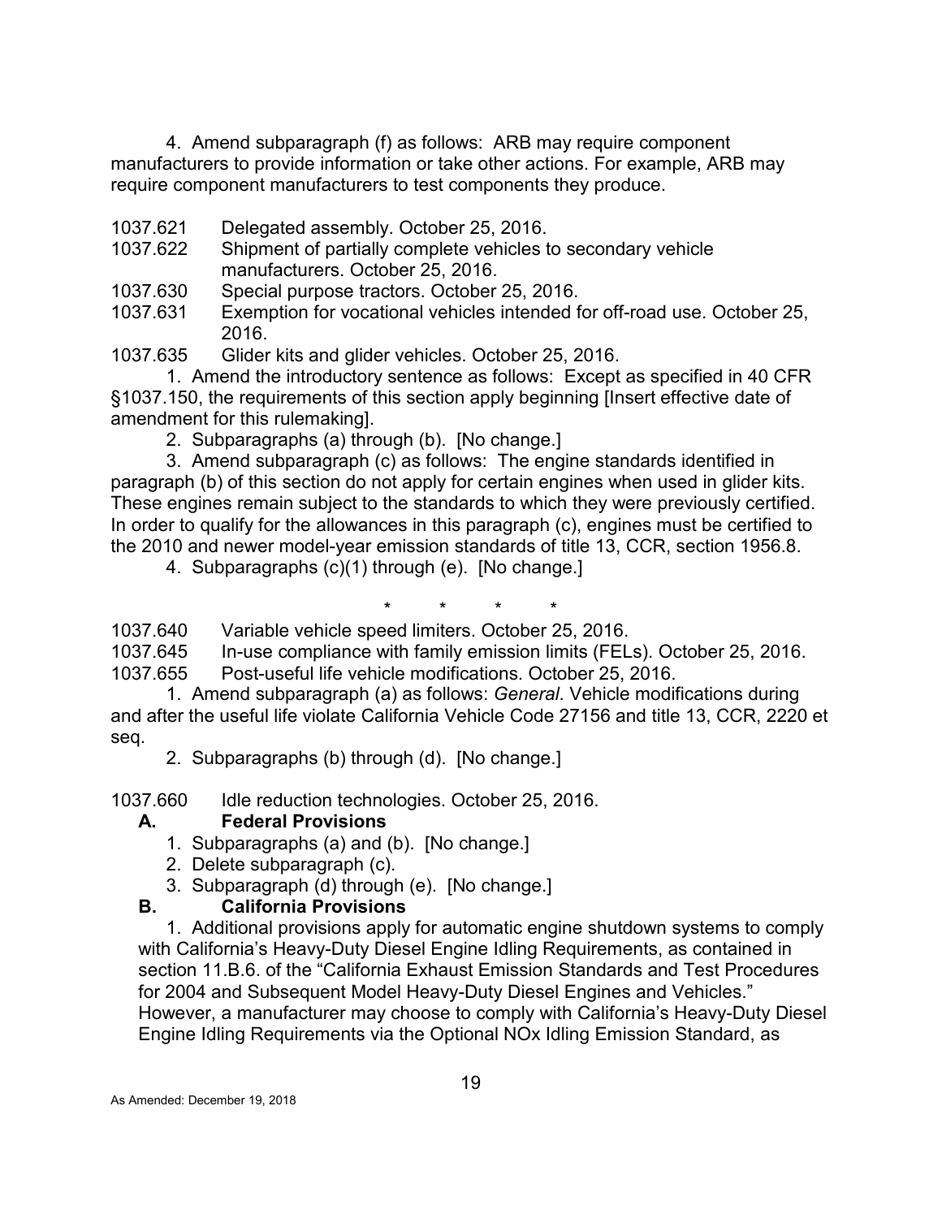4. Amend subparagraph (f) as follows: ARB may require component manufacturers to provide information or take other actions. For example, ARB may require component manufacturers to test components they produce.

1037.621 Delegated assembly. October 25, 2016.

1037.622 Shipment of partially complete vehicles to secondary vehicle manufacturers. October 25, 2016.

1037.630 Special purpose tractors. October 25, 2016.

1037.631 Exemption for vocational vehicles intended for off-road use. October 25, 2016.

1037.635 Glider kits and glider vehicles. October 25, 2016.

1. Amend the introductory sentence as follows: Except as specified in 40 CFR §1037.150, the requirements of this section apply beginning [Insert effective date of amendment for this rulemaking].

2. Subparagraphs (a) through (b). [No change.]

3. Amend subparagraph (c) as follows: The engine standards identified in paragraph (b) of this section do not apply for certain engines when used in glider kits. These engines remain subject to the standards to which they were previously certified. In order to qualify for the allowances in this paragraph (c), engines must be certified to the 2010 and newer model-year emission standards of title 13, CCR, section 1956.8.

4. Subparagraphs (c)(1) through (e). [No change.]

\* \* \* \*

1037.640 Variable vehicle speed limiters. October 25, 2016.

1037.645 In-use compliance with family emission limits (FELs). October 25, 2016.

1037.655 Post-useful life vehicle modifications. October 25, 2016.

1. Amend subparagraph (a) as follows: *General*. Vehicle modifications during and after the useful life violate California Vehicle Code 27156 and title 13, CCR, 2220 et seq.

2. Subparagraphs (b) through (d). [No change.]

1037.660 Idle reduction technologies. October 25, 2016.

**A. Federal Provisions**

1. Subparagraphs (a) and (b). [No change.]
2. Delete subparagraph (c).
3. Subparagraph (d) through (e). [No change.]

**B. California Provisions**

1. Additional provisions apply for automatic engine shutdown systems to comply with California's Heavy-Duty Diesel Engine Idling Requirements, as contained in section 11.B.6. of the "California Exhaust Emission Standards and Test Procedures for 2004 and Subsequent Model Heavy-Duty Diesel Engines and Vehicles." However, a manufacturer may choose to comply with California's Heavy-Duty Diesel Engine Idling Requirements via the Optional NOx Idling Emission Standard, as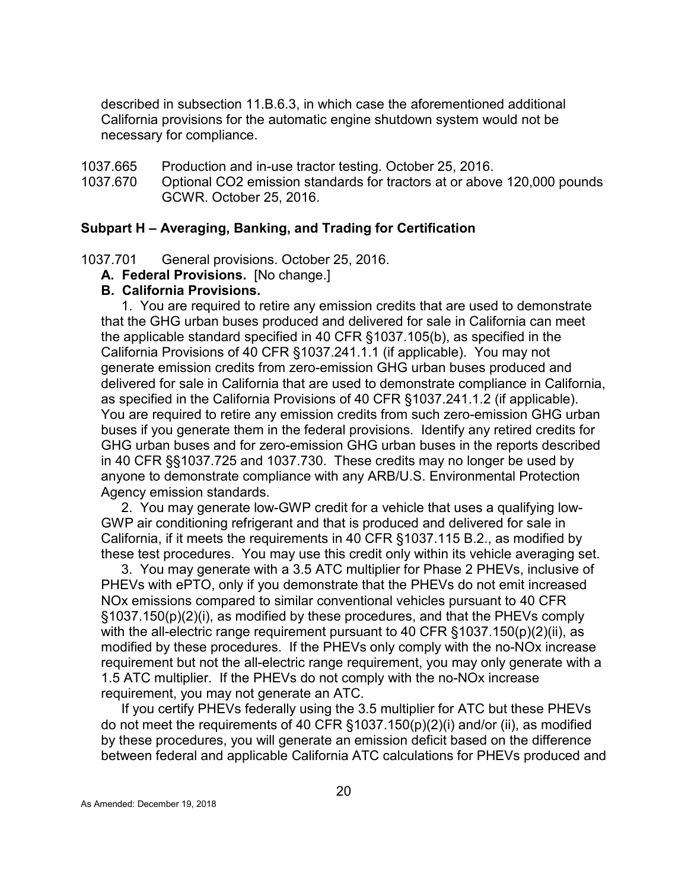described in subsection 11.B.6.3, in which case the aforementioned additional California provisions for the automatic engine shutdown system would not be necessary for compliance.

1037.665 Production and in-use tractor testing. October 25, 2016.

1037.670 Optional $CO_2$ emission standards for tractors at or above 120,000 pounds GCWR. October 25, 2016.

### Subpart H – Averaging, Banking, and Trading for Certification

1037.701 General provisions. October 25, 2016.

**A. Federal Provisions.** [No change.]

**B. California Provisions.**

1. You are required to retire any emission credits that are used to demonstrate that the GHG urban buses produced and delivered for sale in California can meet the applicable standard specified in 40 CFR §1037.105(b), as specified in the California Provisions of 40 CFR §1037.241.1.1 (if applicable). You may not generate emission credits from zero-emission GHG urban buses produced and delivered for sale in California that are used to demonstrate compliance in California, as specified in the California Provisions of 40 CFR §1037.241.1.2 (if applicable). You are required to retire any emission credits from such zero-emission GHG urban buses if you generate them in the federal provisions. Identify any retired credits for GHG urban buses and for zero-emission GHG urban buses in the reports described in 40 CFR §§1037.725 and 1037.730. These credits may no longer be used by anyone to demonstrate compliance with any ARB/U.S. Environmental Protection Agency emission standards.

2. You may generate low-GWP credit for a vehicle that uses a qualifying low-GWP air conditioning refrigerant and that is produced and delivered for sale in California, if it meets the requirements in 40 CFR §1037.115 B.2., as modified by these test procedures. You may use this credit only within its vehicle averaging set.

3. You may generate with a 3.5 ATC multiplier for Phase 2 PHEVs, inclusive of PHEVs with ePTO, only if you demonstrate that the PHEVs do not emit increased NOx emissions compared to similar conventional vehicles pursuant to 40 CFR §1037.150(p)(2)(i), as modified by these procedures, and that the PHEVs comply with the all-electric range requirement pursuant to 40 CFR §1037.150(p)(2)(ii), as modified by these procedures. If the PHEVs only comply with the no-NOx increase requirement but not the all-electric range requirement, you may only generate with a 1.5 ATC multiplier. If the PHEVs do not comply with the no-NOx increase requirement, you may not generate an ATC.

If you certify PHEVs federally using the 3.5 multiplier for ATC but these PHEVs do not meet the requirements of 40 CFR §1037.150(p)(2)(i) and/or (ii), as modified by these procedures, you will generate an emission deficit based on the difference between federal and applicable California ATC calculations for PHEVs produced and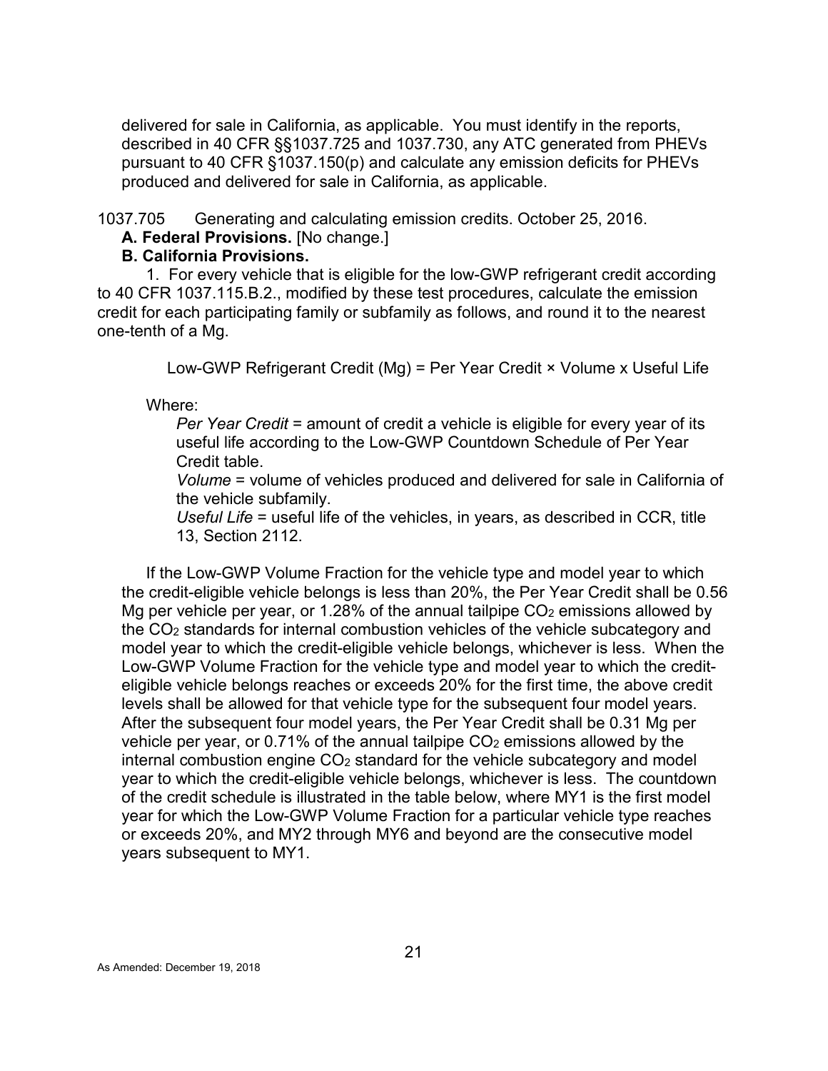delivered for sale in California, as applicable. You must identify in the reports, described in 40 CFR §§1037.725 and 1037.730, any ATC generated from PHEVs pursuant to 40 CFR §1037.150(p) and calculate any emission deficits for PHEVs produced and delivered for sale in California, as applicable.

1037.705 Generating and calculating emission credits. October 25, 2016.

**A. Federal Provisions.** [No change.]

**B. California Provisions.**

1. For every vehicle that is eligible for the low-GWP refrigerant credit according to 40 CFR 1037.115.B.2., modified by these test procedures, calculate the emission credit for each participating family or subfamily as follows, and round it to the nearest one-tenth of a Mg.

$$\text{Low-GWP Refrigerant Credit (Mg)} = \text{Per Year Credit} \times \text{Volume} \times \text{Useful Life}$$

Where:

*Per Year Credit* = amount of credit a vehicle is eligible for every year of its useful life according to the Low-GWP Countdown Schedule of Per Year Credit table.

*Volume* = volume of vehicles produced and delivered for sale in California of the vehicle subfamily.

*Useful Life* = useful life of the vehicles, in years, as described in CCR, title 13, Section 2112.

If the Low-GWP Volume Fraction for the vehicle type and model year to which the credit-eligible vehicle belongs is less than 20%, the Per Year Credit shall be 0.56 Mg per vehicle per year, or 1.28% of the annual tailpipe $CO_2$ emissions allowed by the $CO_2$ standards for internal combustion vehicles of the vehicle subcategory and model year to which the credit-eligible vehicle belongs, whichever is less. When the Low-GWP Volume Fraction for the vehicle type and model year to which the credit-eligible vehicle belongs reaches or exceeds 20% for the first time, the above credit levels shall be allowed for that vehicle type for the subsequent four model years. After the subsequent four model years, the Per Year Credit shall be 0.31 Mg per vehicle per year, or 0.71% of the annual tailpipe $CO_2$ emissions allowed by the internal combustion engine $CO_2$ standard for the vehicle subcategory and model year to which the credit-eligible vehicle belongs, whichever is less. The countdown of the credit schedule is illustrated in the table below, where MY1 is the first model year for which the Low-GWP Volume Fraction for a particular vehicle type reaches or exceeds 20%, and MY2 through MY6 and beyond are the consecutive model years subsequent to MY1.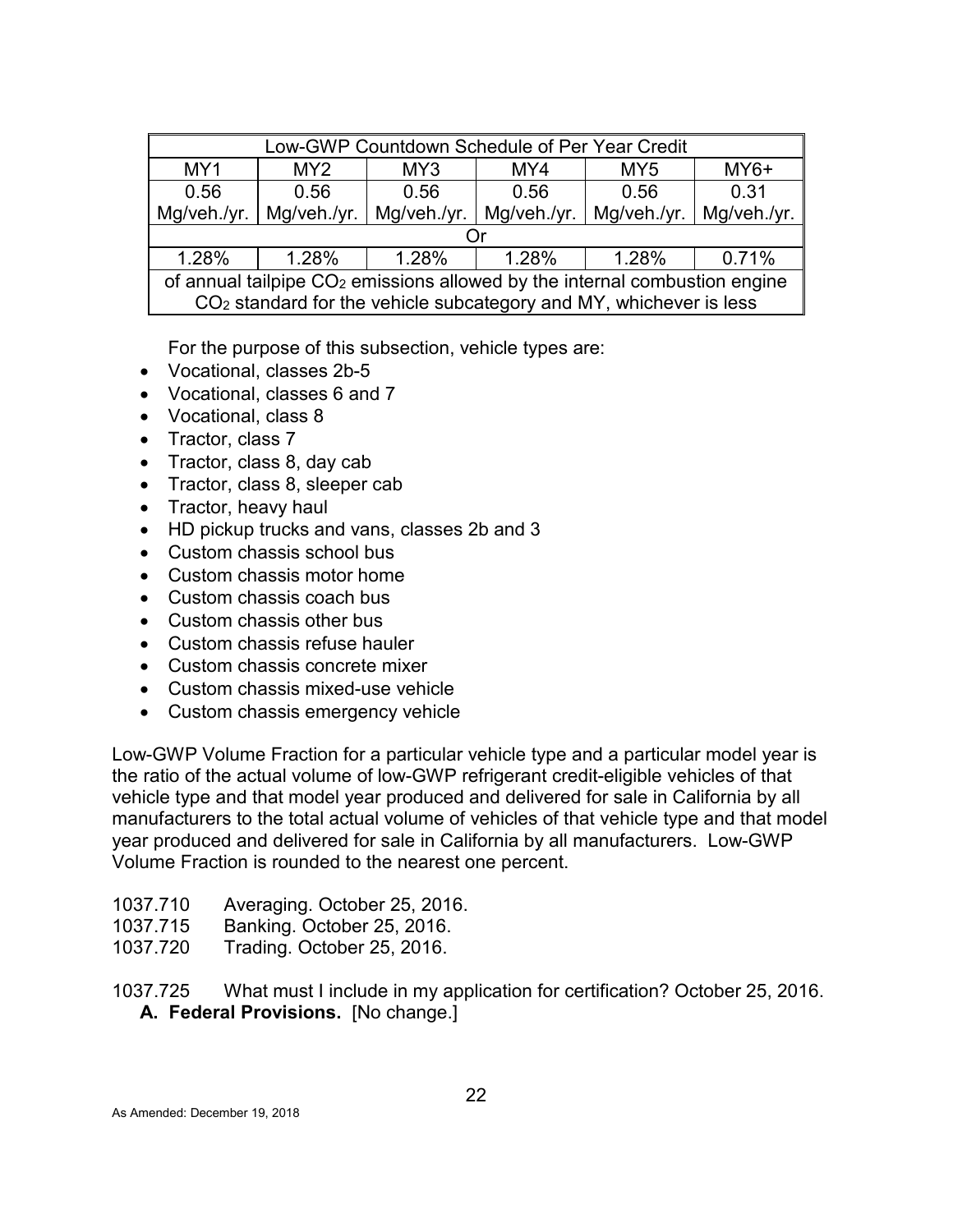| Low-GWP Countdown Schedule of Per Year Credit | | | | | |
|---|---|---|---|---|---|
| MY1 | MY2 | MY3 | MY4 | MY5 | MY6+ |
| 0.56 Mg/veh./yr. | 0.56 Mg/veh./yr. | 0.56 Mg/veh./yr. | 0.56 Mg/veh./yr. | 0.56 Mg/veh./yr. | 0.31 Mg/veh./yr. |
| Or | | | | | |
| 1.28% | 1.28% | 1.28% | 1.28% | 1.28% | 0.71% |
| of annual tailpipe $CO_2$ emissions allowed by the internal combustion engine $CO_2$ standard for the vehicle subcategory and MY, whichever is less | | | | | |

For the purpose of this subsection, vehicle types are:

- Vocational, classes 2b-5
- Vocational, classes 6 and 7
- Vocational, class 8
- Tractor, class 7
- Tractor, class 8, day cab
- Tractor, class 8, sleeper cab
- Tractor, heavy haul
- HD pickup trucks and vans, classes 2b and 3
- Custom chassis school bus
- Custom chassis motor home
- Custom chassis coach bus
- Custom chassis other bus
- Custom chassis refuse hauler
- Custom chassis concrete mixer
- Custom chassis mixed-use vehicle
- Custom chassis emergency vehicle

Low-GWP Volume Fraction for a particular vehicle type and a particular model year is the ratio of the actual volume of low-GWP refrigerant credit-eligible vehicles of that vehicle type and that model year produced and delivered for sale in California by all manufacturers to the total actual volume of vehicles of that vehicle type and that model year produced and delivered for sale in California by all manufacturers. Low-GWP Volume Fraction is rounded to the nearest one percent.

1037.710 Averaging. October 25, 2016.
1037.715 Banking. October 25, 2016.
1037.720 Trading. October 25, 2016.

1037.725 What must I include in my application for certification? October 25, 2016.

**A. Federal Provisions.** [No change.]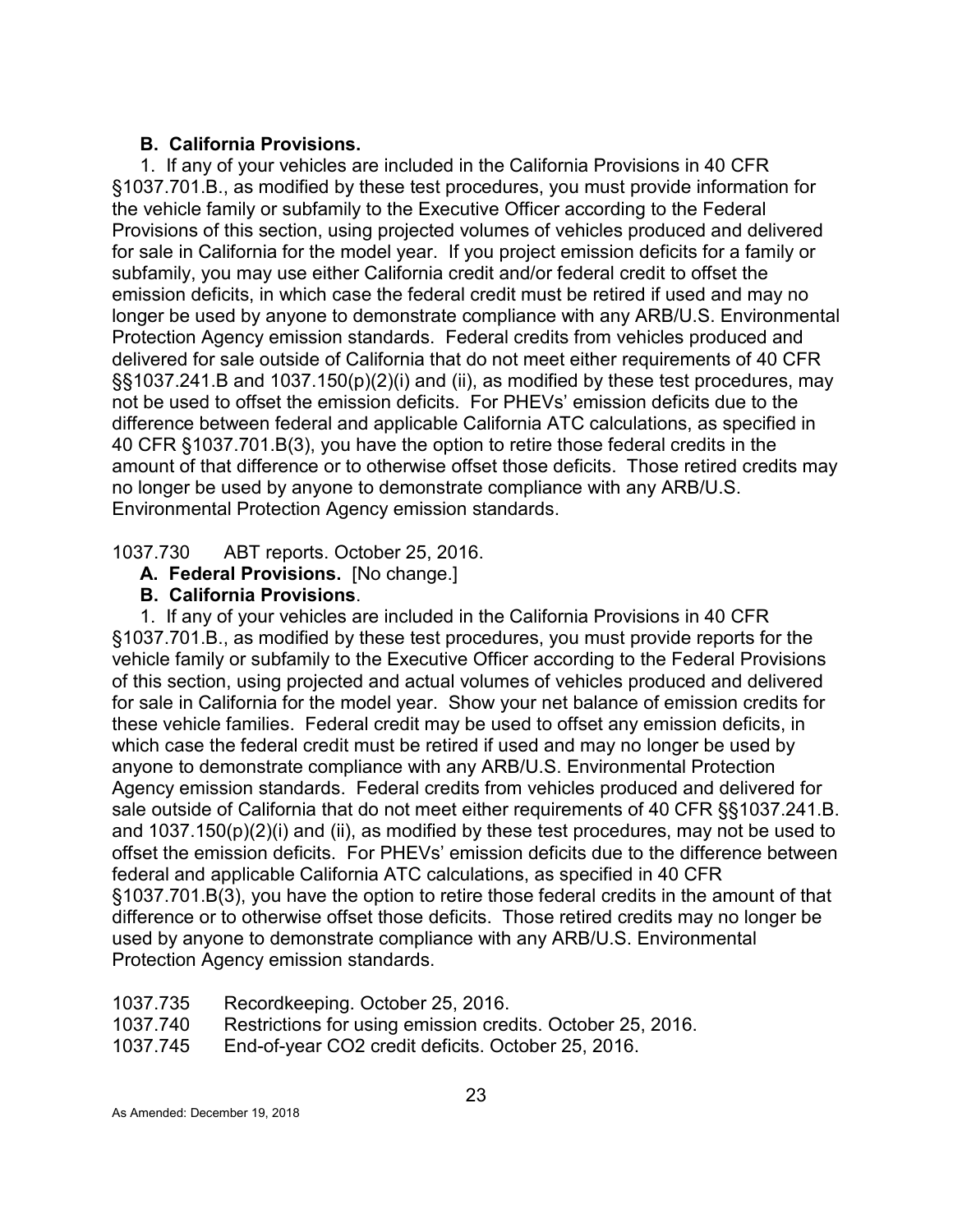**B. California Provisions.**

1. If any of your vehicles are included in the California Provisions in 40 CFR §1037.701.B., as modified by these test procedures, you must provide information for the vehicle family or subfamily to the Executive Officer according to the Federal Provisions of this section, using projected volumes of vehicles produced and delivered for sale in California for the model year. If you project emission deficits for a family or subfamily, you may use either California credit and/or federal credit to offset the emission deficits, in which case the federal credit must be retired if used and may no longer be used by anyone to demonstrate compliance with any ARB/U.S. Environmental Protection Agency emission standards. Federal credits from vehicles produced and delivered for sale outside of California that do not meet either requirements of 40 CFR §§1037.241.B and 1037.150(p)(2)(i) and (ii), as modified by these test procedures, may not be used to offset the emission deficits. For PHEVs' emission deficits due to the difference between federal and applicable California ATC calculations, as specified in 40 CFR §1037.701.B(3), you have the option to retire those federal credits in the amount of that difference or to otherwise offset those deficits. Those retired credits may no longer be used by anyone to demonstrate compliance with any ARB/U.S. Environmental Protection Agency emission standards.

1037.730 ABT reports. October 25, 2016.

**A. Federal Provisions.** [No change.]

**B. California Provisions**.

1. If any of your vehicles are included in the California Provisions in 40 CFR §1037.701.B., as modified by these test procedures, you must provide reports for the vehicle family or subfamily to the Executive Officer according to the Federal Provisions of this section, using projected and actual volumes of vehicles produced and delivered for sale in California for the model year. Show your net balance of emission credits for these vehicle families. Federal credit may be used to offset any emission deficits, in which case the federal credit must be retired if used and may no longer be used by anyone to demonstrate compliance with any ARB/U.S. Environmental Protection Agency emission standards. Federal credits from vehicles produced and delivered for sale outside of California that do not meet either requirements of 40 CFR §§1037.241.B. and 1037.150(p)(2)(i) and (ii), as modified by these test procedures, may not be used to offset the emission deficits. For PHEVs' emission deficits due to the difference between federal and applicable California ATC calculations, as specified in 40 CFR §1037.701.B(3), you have the option to retire those federal credits in the amount of that difference or to otherwise offset those deficits. Those retired credits may no longer be used by anyone to demonstrate compliance with any ARB/U.S. Environmental Protection Agency emission standards.

1037.735 Recordkeeping. October 25, 2016.

1037.740 Restrictions for using emission credits. October 25, 2016.

1037.745 End-of-year $CO_2$ credit deficits. October 25, 2016.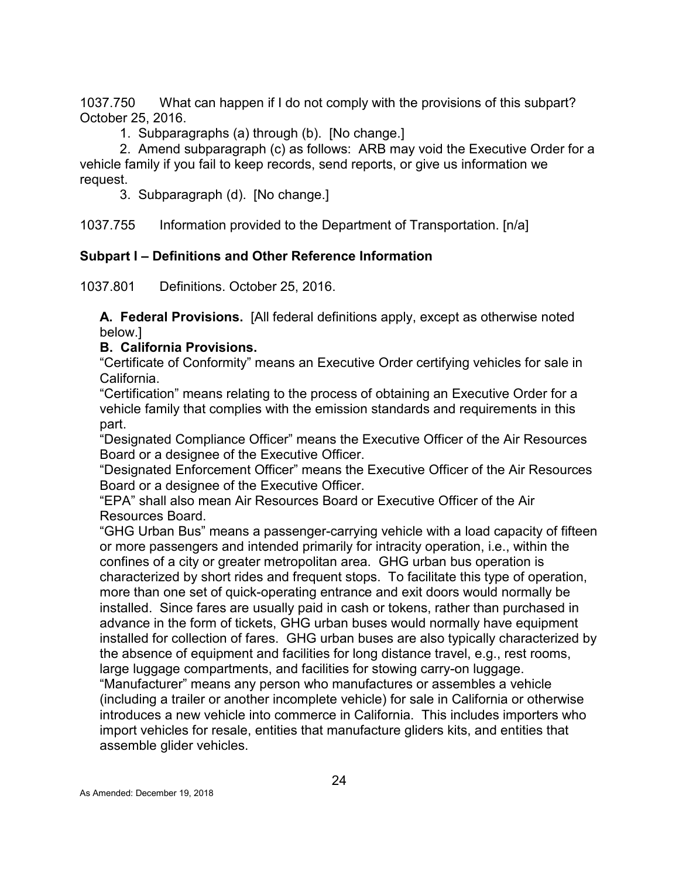1037.750 What can happen if I do not comply with the provisions of this subpart? October 25, 2016.

1. Subparagraphs (a) through (b). [No change.]

2. Amend subparagraph (c) as follows: ARB may void the Executive Order for a vehicle family if you fail to keep records, send reports, or give us information we request.

3. Subparagraph (d). [No change.]

1037.755 Information provided to the Department of Transportation. [n/a]

## Subpart I – Definitions and Other Reference Information

1037.801 Definitions. October 25, 2016.

**A. Federal Provisions.** [All federal definitions apply, except as otherwise noted below.]

**B. California Provisions.**

"Certificate of Conformity" means an Executive Order certifying vehicles for sale in California.

"Certification" means relating to the process of obtaining an Executive Order for a vehicle family that complies with the emission standards and requirements in this part.

"Designated Compliance Officer" means the Executive Officer of the Air Resources Board or a designee of the Executive Officer.

"Designated Enforcement Officer" means the Executive Officer of the Air Resources Board or a designee of the Executive Officer.

"EPA" shall also mean Air Resources Board or Executive Officer of the Air Resources Board.

"GHG Urban Bus" means a passenger-carrying vehicle with a load capacity of fifteen or more passengers and intended primarily for intracity operation, i.e., within the confines of a city or greater metropolitan area. GHG urban bus operation is characterized by short rides and frequent stops. To facilitate this type of operation, more than one set of quick-operating entrance and exit doors would normally be installed. Since fares are usually paid in cash or tokens, rather than purchased in advance in the form of tickets, GHG urban buses would normally have equipment installed for collection of fares. GHG urban buses are also typically characterized by the absence of equipment and facilities for long distance travel, e.g., rest rooms, large luggage compartments, and facilities for stowing carry-on luggage.

"Manufacturer" means any person who manufactures or assembles a vehicle (including a trailer or another incomplete vehicle) for sale in California or otherwise introduces a new vehicle into commerce in California. This includes importers who import vehicles for resale, entities that manufacture gliders kits, and entities that assemble glider vehicles.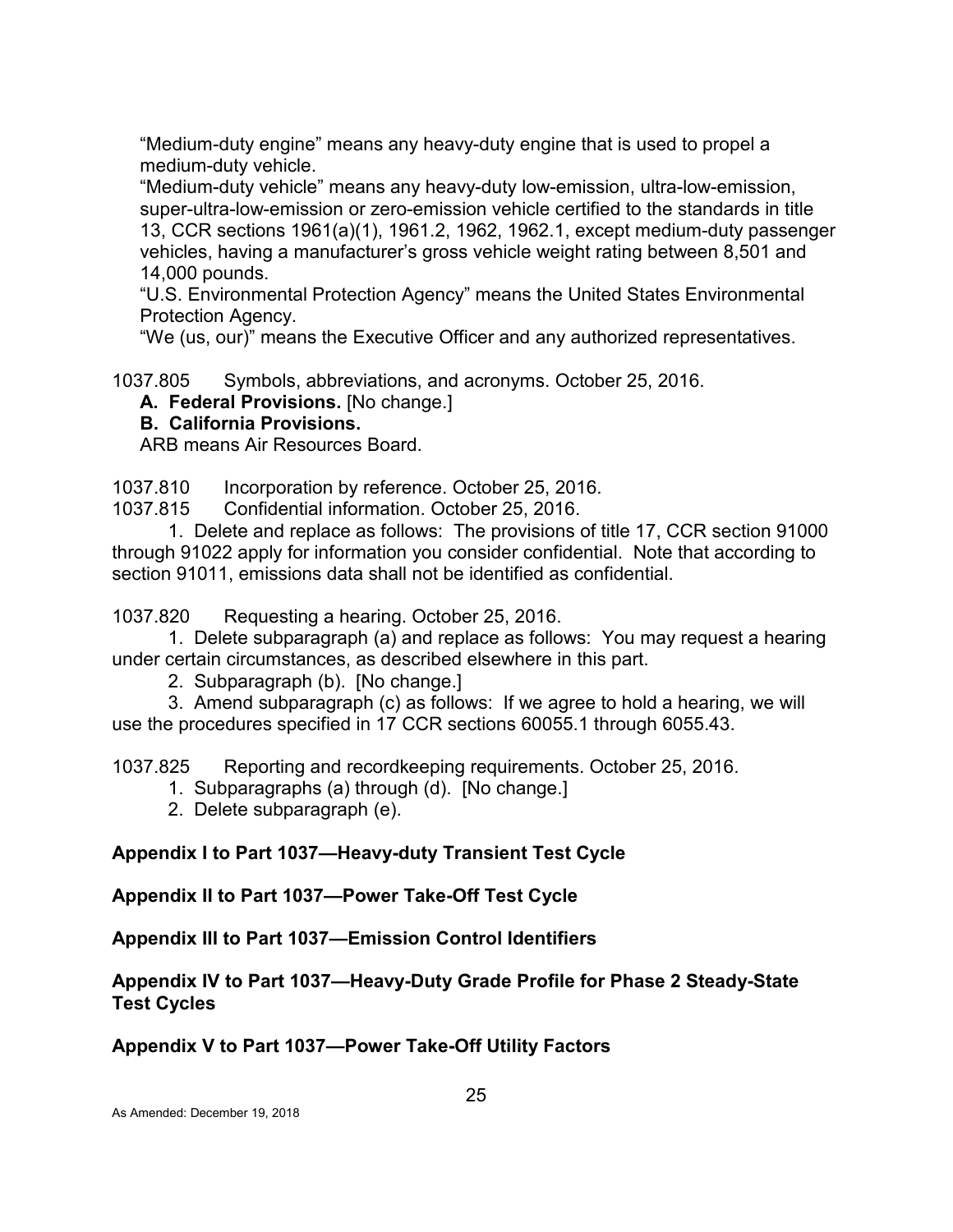"Medium-duty engine" means any heavy-duty engine that is used to propel a medium-duty vehicle.

"Medium-duty vehicle" means any heavy-duty low-emission, ultra-low-emission, super-ultra-low-emission or zero-emission vehicle certified to the standards in title 13, CCR sections 1961(a)(1), 1961.2, 1962, 1962.1, except medium-duty passenger vehicles, having a manufacturer's gross vehicle weight rating between 8,501 and 14,000 pounds.

"U.S. Environmental Protection Agency" means the United States Environmental Protection Agency.

"We (us, our)" means the Executive Officer and any authorized representatives.

1037.805 Symbols, abbreviations, and acronyms. October 25, 2016.

**A. Federal Provisions.** [No change.]

**B. California Provisions.**

ARB means Air Resources Board.

1037.810 Incorporation by reference. October 25, 2016.

1037.815 Confidential information. October 25, 2016.

1. Delete and replace as follows: The provisions of title 17, CCR section 91000 through 91022 apply for information you consider confidential. Note that according to section 91011, emissions data shall not be identified as confidential.

1037.820 Requesting a hearing. October 25, 2016.

1. Delete subparagraph (a) and replace as follows: You may request a hearing under certain circumstances, as described elsewhere in this part.
2. Subparagraph (b). [No change.]
3. Amend subparagraph (c) as follows: If we agree to hold a hearing, we will use the procedures specified in 17 CCR sections 60055.1 through 6055.43.

1037.825 Reporting and recordkeeping requirements. October 25, 2016.

1. Subparagraphs (a) through (d). [No change.]
2. Delete subparagraph (e).

**Appendix I to Part 1037—Heavy-duty Transient Test Cycle**

**Appendix II to Part 1037—Power Take-Off Test Cycle**

**Appendix III to Part 1037—Emission Control Identifiers**

**Appendix IV to Part 1037—Heavy-Duty Grade Profile for Phase 2 Steady-State Test Cycles**

**Appendix V to Part 1037—Power Take-Off Utility Factors**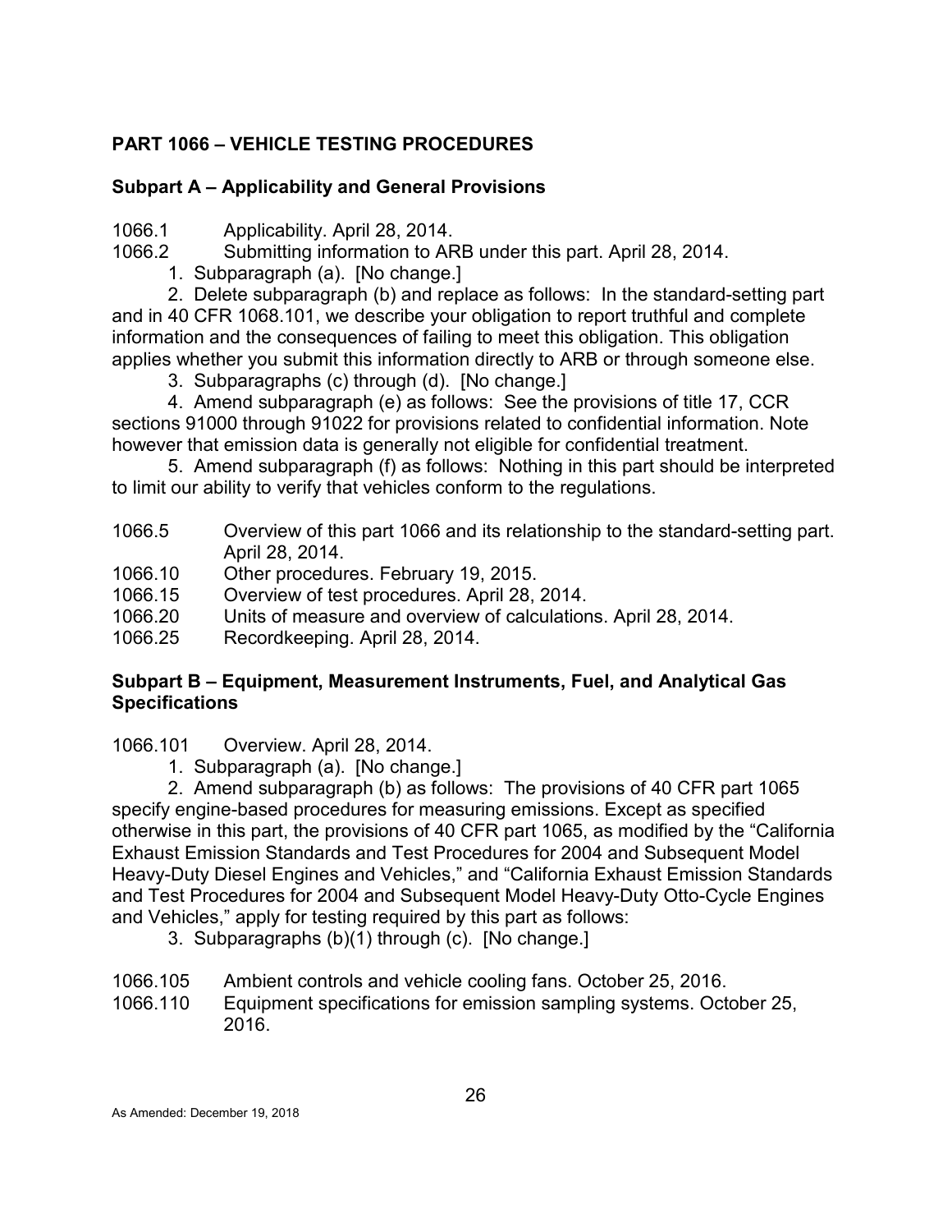## PART 1066 – VEHICLE TESTING PROCEDURES

### Subpart A – Applicability and General Provisions

1066.1 Applicability. April 28, 2014.

1066.2 Submitting information to ARB under this part. April 28, 2014.

1. Subparagraph (a). [No change.]

2. Delete subparagraph (b) and replace as follows: In the standard-setting part and in 40 CFR 1068.101, we describe your obligation to report truthful and complete information and the consequences of failing to meet this obligation. This obligation applies whether you submit this information directly to ARB or through someone else.

3. Subparagraphs (c) through (d). [No change.]

4. Amend subparagraph (e) as follows: See the provisions of title 17, CCR sections 91000 through 91022 for provisions related to confidential information. Note however that emission data is generally not eligible for confidential treatment.

5. Amend subparagraph (f) as follows: Nothing in this part should be interpreted to limit our ability to verify that vehicles conform to the regulations.

1066.5 Overview of this part 1066 and its relationship to the standard-setting part. April 28, 2014.

1066.10 Other procedures. February 19, 2015.

1066.15 Overview of test procedures. April 28, 2014.

1066.20 Units of measure and overview of calculations. April 28, 2014.

1066.25 Recordkeeping. April 28, 2014.

### Subpart B – Equipment, Measurement Instruments, Fuel, and Analytical Gas Specifications

1066.101 Overview. April 28, 2014.

1. Subparagraph (a). [No change.]

2. Amend subparagraph (b) as follows: The provisions of 40 CFR part 1065 specify engine-based procedures for measuring emissions. Except as specified otherwise in this part, the provisions of 40 CFR part 1065, as modified by the "California Exhaust Emission Standards and Test Procedures for 2004 and Subsequent Model Heavy-Duty Diesel Engines and Vehicles," and "California Exhaust Emission Standards and Test Procedures for 2004 and Subsequent Model Heavy-Duty Otto-Cycle Engines and Vehicles," apply for testing required by this part as follows:

3. Subparagraphs (b)(1) through (c). [No change.]

1066.105 Ambient controls and vehicle cooling fans. October 25, 2016.

1066.110 Equipment specifications for emission sampling systems. October 25, 2016.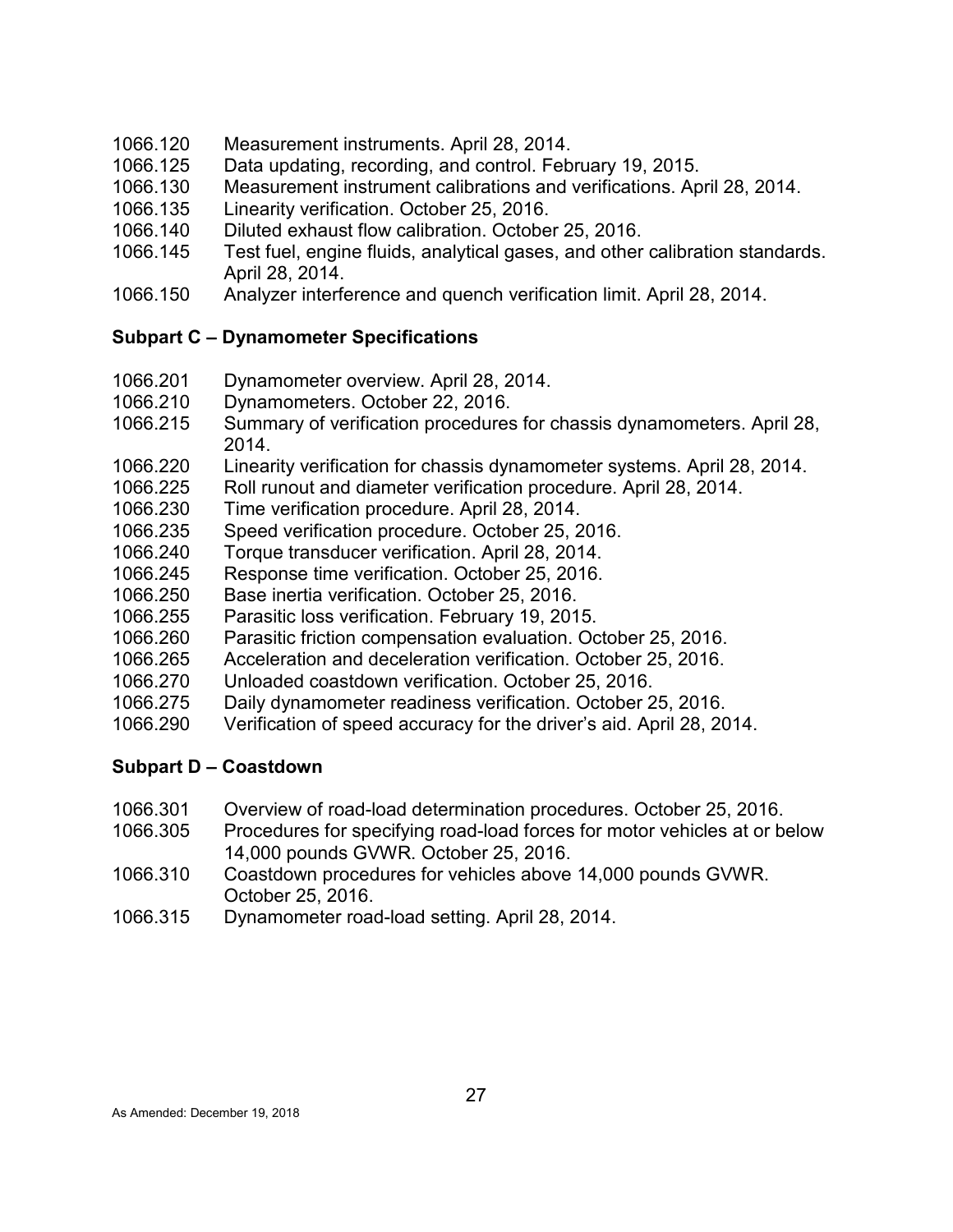1066.120 Measurement instruments. April 28, 2014.
1066.125 Data updating, recording, and control. February 19, 2015.
1066.130 Measurement instrument calibrations and verifications. April 28, 2014.
1066.135 Linearity verification. October 25, 2016.
1066.140 Diluted exhaust flow calibration. October 25, 2016.
1066.145 Test fuel, engine fluids, analytical gases, and other calibration standards. April 28, 2014.
1066.150 Analyzer interference and quench verification limit. April 28, 2014.

**Subpart C – Dynamometer Specifications**

1066.201 Dynamometer overview. April 28, 2014.
1066.210 Dynamometers. October 22, 2016.
1066.215 Summary of verification procedures for chassis dynamometers. April 28, 2014.
1066.220 Linearity verification for chassis dynamometer systems. April 28, 2014.
1066.225 Roll runout and diameter verification procedure. April 28, 2014.
1066.230 Time verification procedure. April 28, 2014.
1066.235 Speed verification procedure. October 25, 2016.
1066.240 Torque transducer verification. April 28, 2014.
1066.245 Response time verification. October 25, 2016.
1066.250 Base inertia verification. October 25, 2016.
1066.255 Parasitic loss verification. February 19, 2015.
1066.260 Parasitic friction compensation evaluation. October 25, 2016.
1066.265 Acceleration and deceleration verification. October 25, 2016.
1066.270 Unloaded coastdown verification. October 25, 2016.
1066.275 Daily dynamometer readiness verification. October 25, 2016.
1066.290 Verification of speed accuracy for the driver's aid. April 28, 2014.

**Subpart D – Coastdown**

1066.301 Overview of road-load determination procedures. October 25, 2016.
1066.305 Procedures for specifying road-load forces for motor vehicles at or below 14,000 pounds GVWR. October 25, 2016.
1066.310 Coastdown procedures for vehicles above 14,000 pounds GVWR. October 25, 2016.
1066.315 Dynamometer road-load setting. April 28, 2014.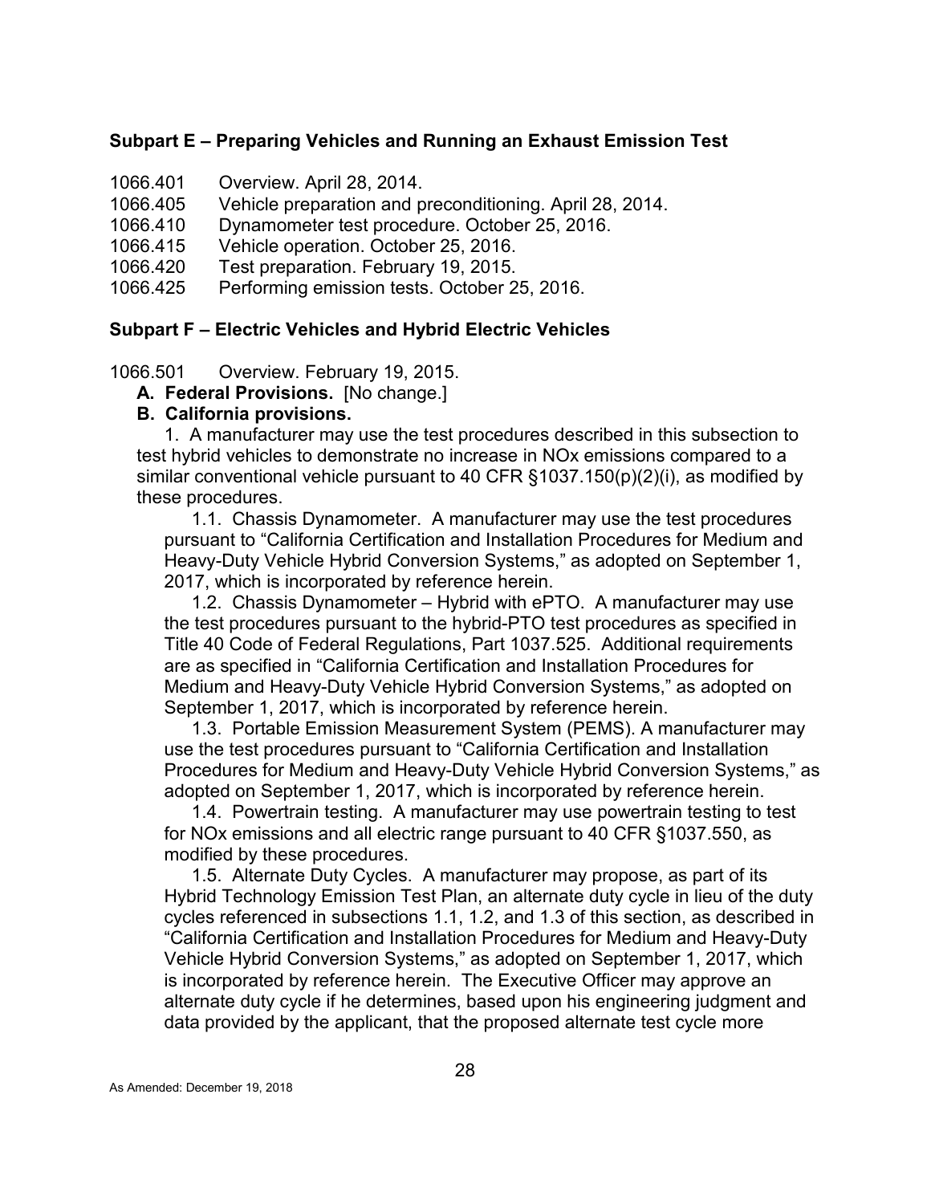### Subpart E – Preparing Vehicles and Running an Exhaust Emission Test

1066.401 Overview. April 28, 2014.
1066.405 Vehicle preparation and preconditioning. April 28, 2014.
1066.410 Dynamometer test procedure. October 25, 2016.
1066.415 Vehicle operation. October 25, 2016.
1066.420 Test preparation. February 19, 2015.
1066.425 Performing emission tests. October 25, 2016.

### Subpart F – Electric Vehicles and Hybrid Electric Vehicles

1066.501 Overview. February 19, 2015.

**A. Federal Provisions.** [No change.]

**B. California provisions.**

1. A manufacturer may use the test procedures described in this subsection to test hybrid vehicles to demonstrate no increase in NOx emissions compared to a similar conventional vehicle pursuant to 40 CFR §1037.150(p)(2)(i), as modified by these procedures.

1.1. Chassis Dynamometer. A manufacturer may use the test procedures pursuant to "California Certification and Installation Procedures for Medium and Heavy-Duty Vehicle Hybrid Conversion Systems," as adopted on September 1, 2017, which is incorporated by reference herein.

1.2. Chassis Dynamometer – Hybrid with ePTO. A manufacturer may use the test procedures pursuant to the hybrid-PTO test procedures as specified in Title 40 Code of Federal Regulations, Part 1037.525. Additional requirements are as specified in "California Certification and Installation Procedures for Medium and Heavy-Duty Vehicle Hybrid Conversion Systems," as adopted on September 1, 2017, which is incorporated by reference herein.

1.3. Portable Emission Measurement System (PEMS). A manufacturer may use the test procedures pursuant to "California Certification and Installation Procedures for Medium and Heavy-Duty Vehicle Hybrid Conversion Systems," as adopted on September 1, 2017, which is incorporated by reference herein.

1.4. Powertrain testing. A manufacturer may use powertrain testing to test for NOx emissions and all electric range pursuant to 40 CFR §1037.550, as modified by these procedures.

1.5. Alternate Duty Cycles. A manufacturer may propose, as part of its Hybrid Technology Emission Test Plan, an alternate duty cycle in lieu of the duty cycles referenced in subsections 1.1, 1.2, and 1.3 of this section, as described in "California Certification and Installation Procedures for Medium and Heavy-Duty Vehicle Hybrid Conversion Systems," as adopted on September 1, 2017, which is incorporated by reference herein. The Executive Officer may approve an alternate duty cycle if he determines, based upon his engineering judgment and data provided by the applicant, that the proposed alternate test cycle more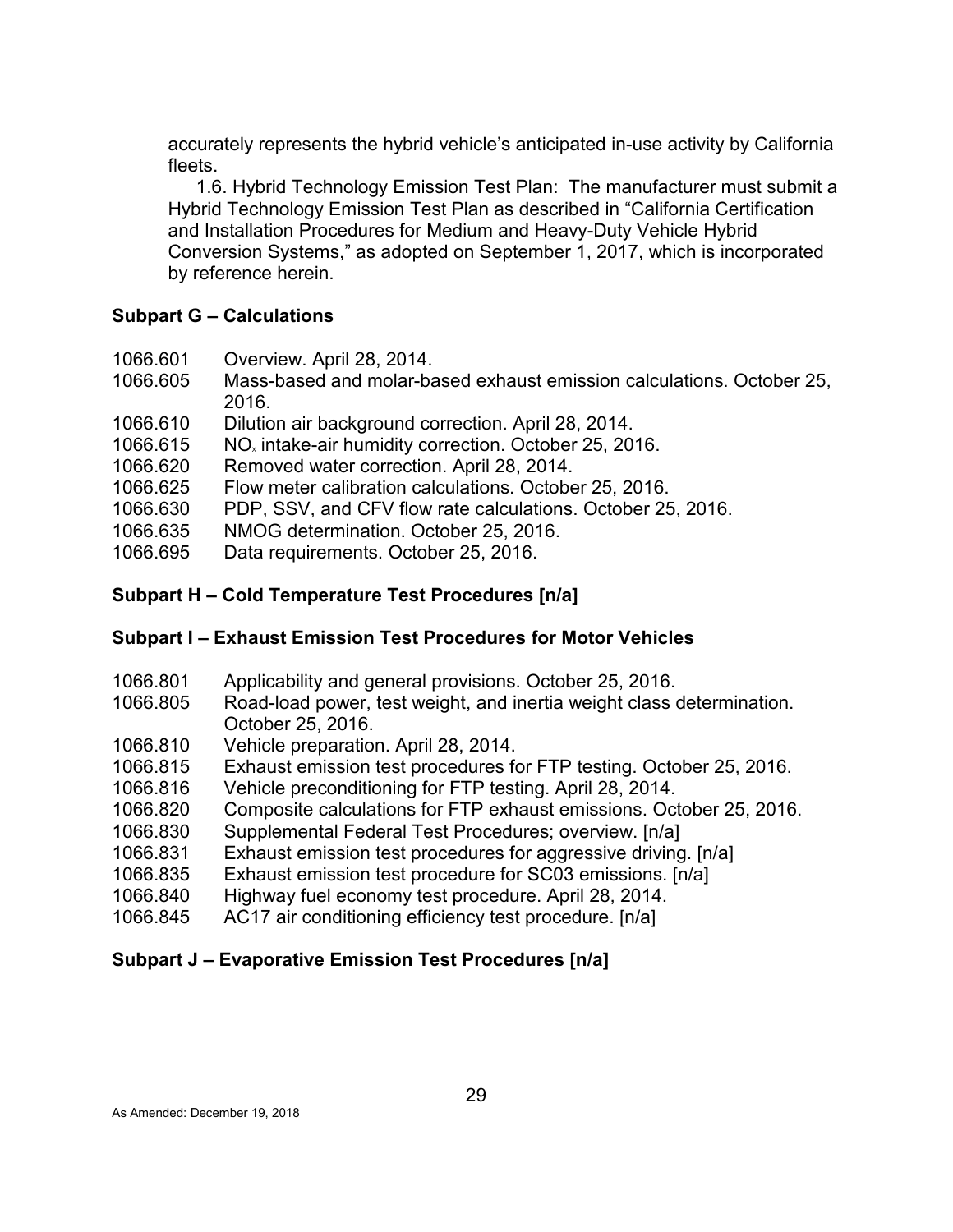accurately represents the hybrid vehicle's anticipated in-use activity by California fleets.

1.6. Hybrid Technology Emission Test Plan: The manufacturer must submit a Hybrid Technology Emission Test Plan as described in "California Certification and Installation Procedures for Medium and Heavy-Duty Vehicle Hybrid Conversion Systems," as adopted on September 1, 2017, which is incorporated by reference herein.

**Subpart G – Calculations**

1066.601 Overview. April 28, 2014.
1066.605 Mass-based and molar-based exhaust emission calculations. October 25, 2016.
1066.610 Dilution air background correction. April 28, 2014.
1066.615 $NO_x$ intake-air humidity correction. October 25, 2016.
1066.620 Removed water correction. April 28, 2014.
1066.625 Flow meter calibration calculations. October 25, 2016.
1066.630 PDP, SSV, and CFV flow rate calculations. October 25, 2016.
1066.635 NMOG determination. October 25, 2016.
1066.695 Data requirements. October 25, 2016.

**Subpart H – Cold Temperature Test Procedures [n/a]**

**Subpart I – Exhaust Emission Test Procedures for Motor Vehicles**

1066.801 Applicability and general provisions. October 25, 2016.
1066.805 Road-load power, test weight, and inertia weight class determination. October 25, 2016.
1066.810 Vehicle preparation. April 28, 2014.
1066.815 Exhaust emission test procedures for FTP testing. October 25, 2016.
1066.816 Vehicle preconditioning for FTP testing. April 28, 2014.
1066.820 Composite calculations for FTP exhaust emissions. October 25, 2016.
1066.830 Supplemental Federal Test Procedures; overview. [n/a]
1066.831 Exhaust emission test procedures for aggressive driving. [n/a]
1066.835 Exhaust emission test procedure for SC03 emissions. [n/a]
1066.840 Highway fuel economy test procedure. April 28, 2014.
1066.845 AC17 air conditioning efficiency test procedure. [n/a]

**Subpart J – Evaporative Emission Test Procedures [n/a]**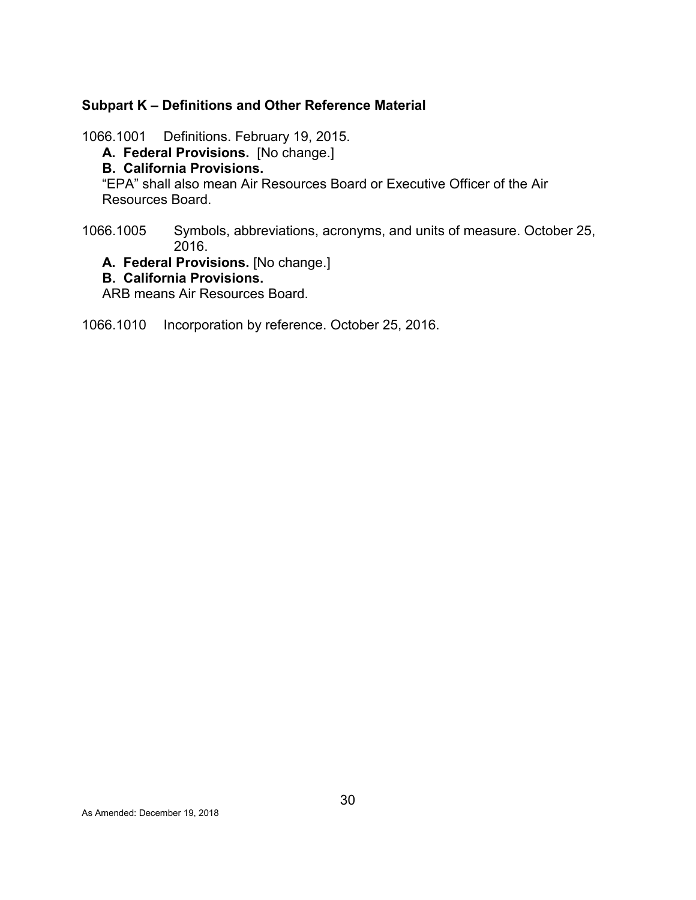### Subpart K – Definitions and Other Reference Material

1066.1001 Definitions. February 19, 2015.

**A. Federal Provisions.** [No change.]

**B. California Provisions.**

"EPA" shall also mean Air Resources Board or Executive Officer of the Air Resources Board.

1066.1005 Symbols, abbreviations, acronyms, and units of measure. October 25, 2016.

**A. Federal Provisions.** [No change.]

**B. California Provisions.**

ARB means Air Resources Board.

1066.1010 Incorporation by reference. October 25, 2016.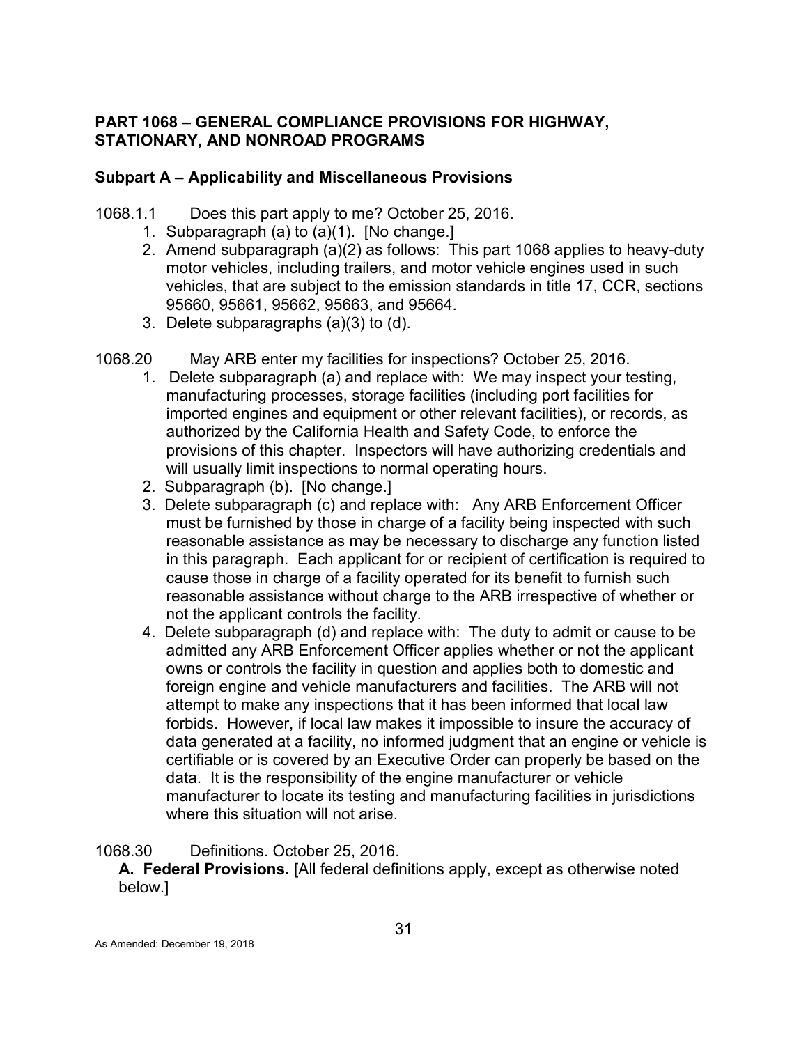**PART 1068 – GENERAL COMPLIANCE PROVISIONS FOR HIGHWAY, STATIONARY, AND NONROAD PROGRAMS**

**Subpart A – Applicability and Miscellaneous Provisions**

1068.1.1 Does this part apply to me? October 25, 2016.

1. Subparagraph (a) to (a)(1). [No change.]
2. Amend subparagraph (a)(2) as follows: This part 1068 applies to heavy-duty motor vehicles, including trailers, and motor vehicle engines used in such vehicles, that are subject to the emission standards in title 17, CCR, sections 95660, 95661, 95662, 95663, and 95664.
3. Delete subparagraphs (a)(3) to (d).

1068.20 May ARB enter my facilities for inspections? October 25, 2016.

1. Delete subparagraph (a) and replace with: We may inspect your testing, manufacturing processes, storage facilities (including port facilities for imported engines and equipment or other relevant facilities), or records, as authorized by the California Health and Safety Code, to enforce the provisions of this chapter. Inspectors will have authorizing credentials and will usually limit inspections to normal operating hours.
2. Subparagraph (b). [No change.]
3. Delete subparagraph (c) and replace with: Any ARB Enforcement Officer must be furnished by those in charge of a facility being inspected with such reasonable assistance as may be necessary to discharge any function listed in this paragraph. Each applicant for or recipient of certification is required to cause those in charge of a facility operated for its benefit to furnish such reasonable assistance without charge to the ARB irrespective of whether or not the applicant controls the facility.
4. Delete subparagraph (d) and replace with: The duty to admit or cause to be admitted any ARB Enforcement Officer applies whether or not the applicant owns or controls the facility in question and applies both to domestic and foreign engine and vehicle manufacturers and facilities. The ARB will not attempt to make any inspections that it has been informed that local law forbids. However, if local law makes it impossible to insure the accuracy of data generated at a facility, no informed judgment that an engine or vehicle is certifiable or is covered by an Executive Order can properly be based on the data. It is the responsibility of the engine manufacturer or vehicle manufacturer to locate its testing and manufacturing facilities in jurisdictions where this situation will not arise.

1068.30 Definitions. October 25, 2016.

**A. Federal Provisions.** [All federal definitions apply, except as otherwise noted below.]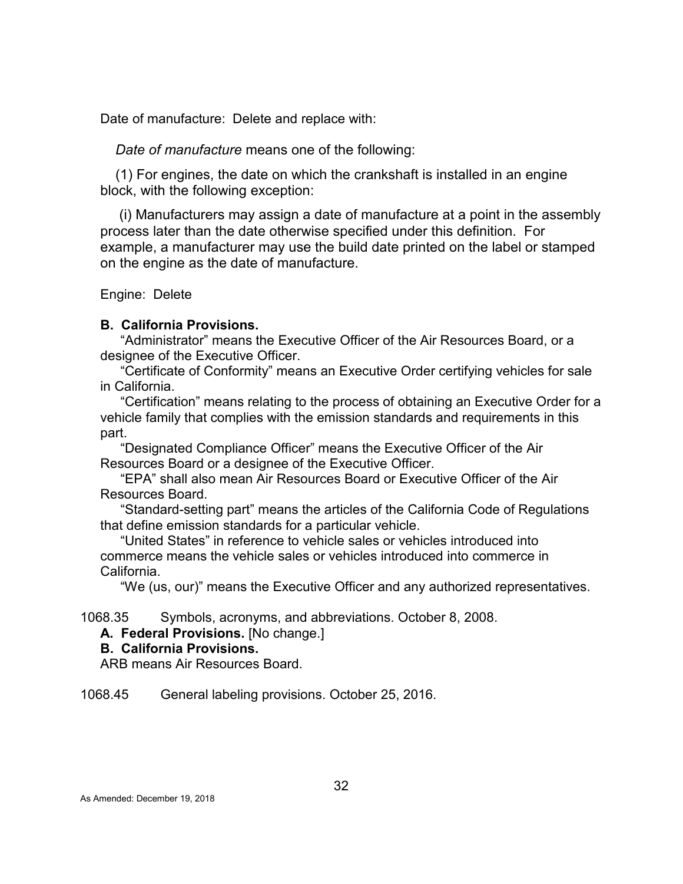Date of manufacture: Delete and replace with:

*Date of manufacture* means one of the following:

(1) For engines, the date on which the crankshaft is installed in an engine block, with the following exception:

(i) Manufacturers may assign a date of manufacture at a point in the assembly process later than the date otherwise specified under this definition. For example, a manufacturer may use the build date printed on the label or stamped on the engine as the date of manufacture.

Engine: Delete

**B. California Provisions.**

"Administrator" means the Executive Officer of the Air Resources Board, or a designee of the Executive Officer.

"Certificate of Conformity" means an Executive Order certifying vehicles for sale in California.

"Certification" means relating to the process of obtaining an Executive Order for a vehicle family that complies with the emission standards and requirements in this part.

"Designated Compliance Officer" means the Executive Officer of the Air Resources Board or a designee of the Executive Officer.

"EPA" shall also mean Air Resources Board or Executive Officer of the Air Resources Board.

"Standard-setting part" means the articles of the California Code of Regulations that define emission standards for a particular vehicle.

"United States" in reference to vehicle sales or vehicles introduced into commerce means the vehicle sales or vehicles introduced into commerce in California.

"We (us, our)" means the Executive Officer and any authorized representatives.

1068.35 Symbols, acronyms, and abbreviations. October 8, 2008.

**A. Federal Provisions.** [No change.]

**B. California Provisions.**

ARB means Air Resources Board.

1068.45 General labeling provisions. October 25, 2016.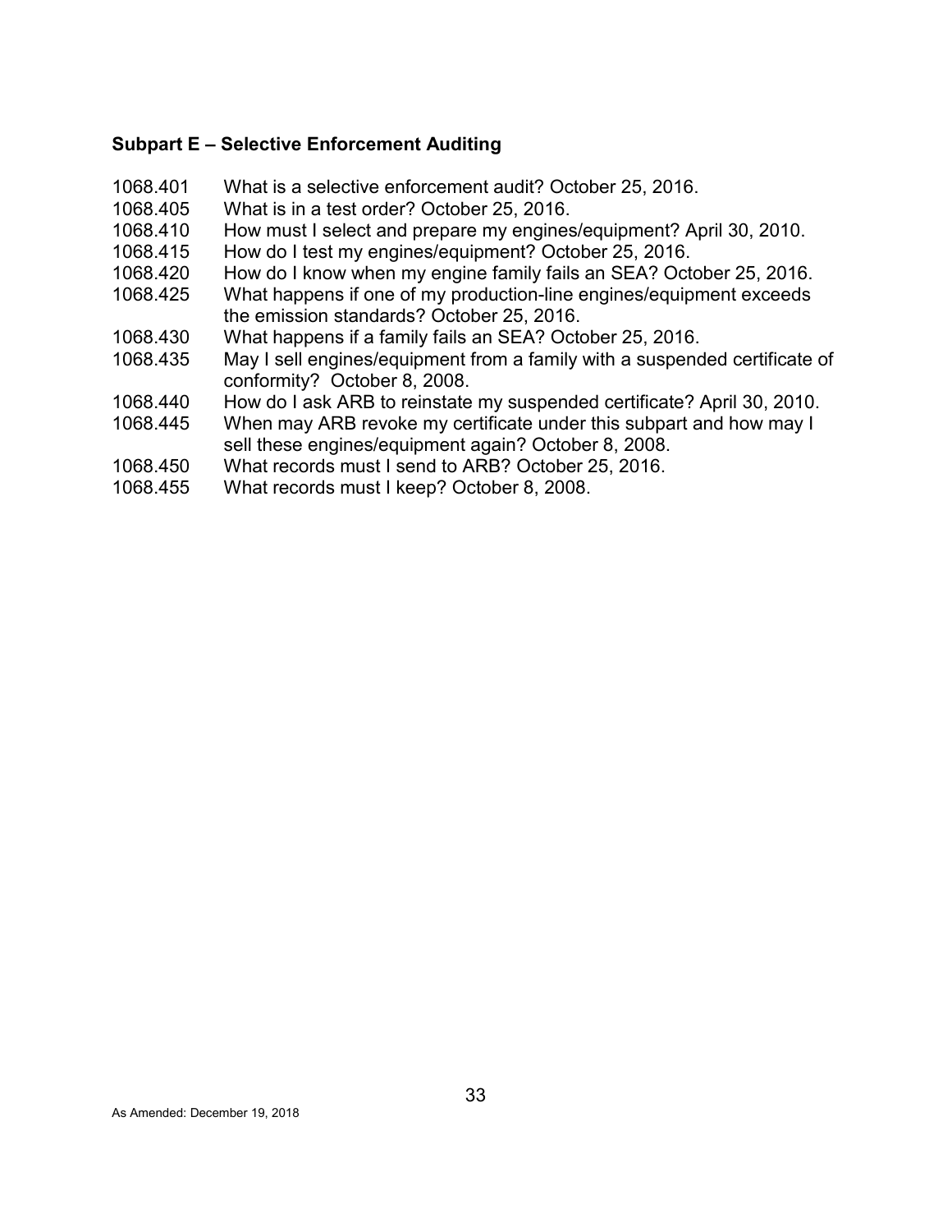## Subpart E – Selective Enforcement Auditing

1068.401 What is a selective enforcement audit? October 25, 2016.
1068.405 What is in a test order? October 25, 2016.
1068.410 How must I select and prepare my engines/equipment? April 30, 2010.
1068.415 How do I test my engines/equipment? October 25, 2016.
1068.420 How do I know when my engine family fails an SEA? October 25, 2016.
1068.425 What happens if one of my production-line engines/equipment exceeds the emission standards? October 25, 2016.
1068.430 What happens if a family fails an SEA? October 25, 2016.
1068.435 May I sell engines/equipment from a family with a suspended certificate of conformity? October 8, 2008.
1068.440 How do I ask ARB to reinstate my suspended certificate? April 30, 2010.
1068.445 When may ARB revoke my certificate under this subpart and how may I sell these engines/equipment again? October 8, 2008.
1068.450 What records must I send to ARB? October 25, 2016.
1068.455 What records must I keep? October 8, 2008.